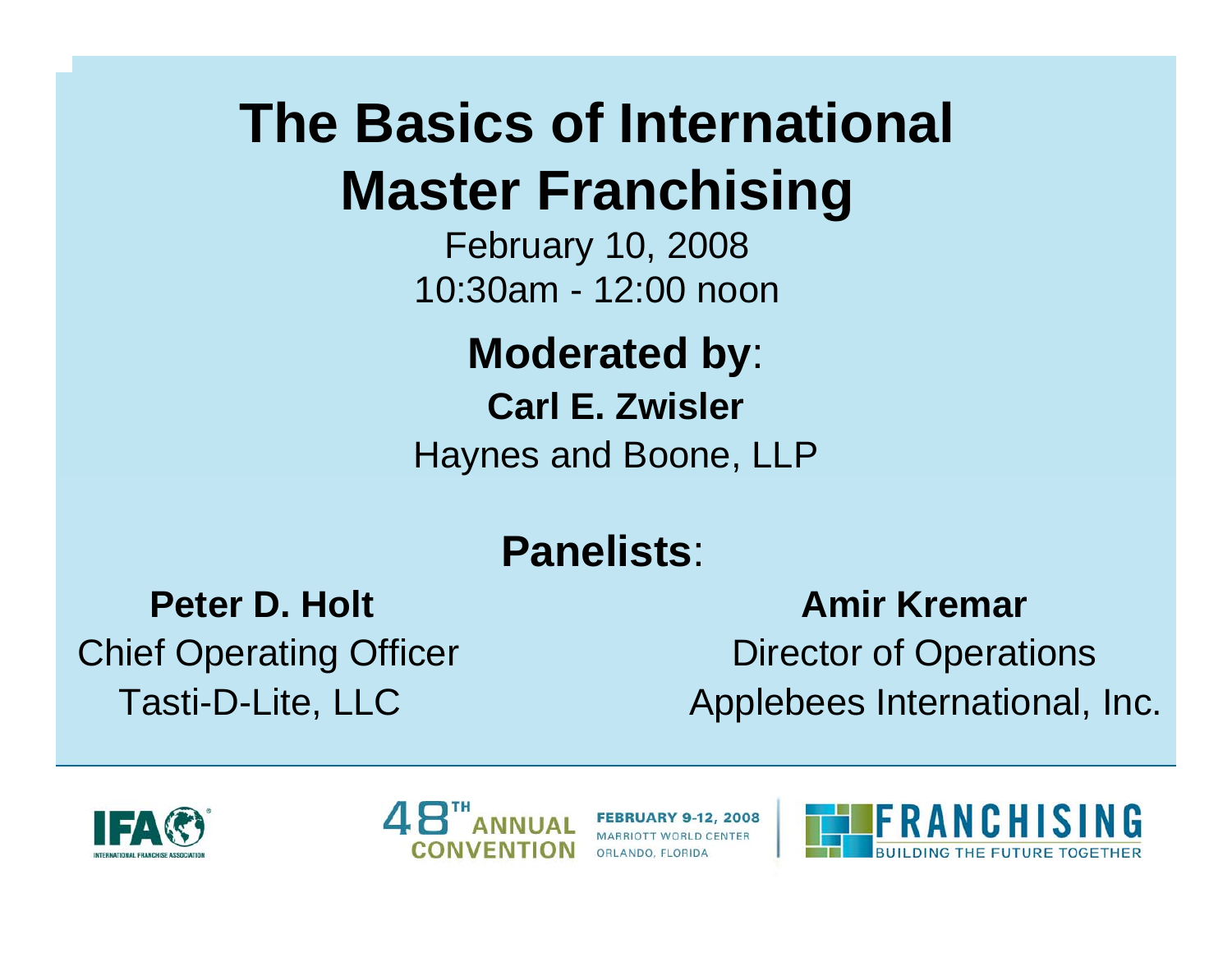# The Basics of International Master Franchising

February 10, 2008
10:30am - 12:00 noon

**Moderated by**:

**Carl E. Zwisler**
Haynes and Boone, LLP

**Panelists**:

**Peter D. Holt**
Chief Operating Officer
Tasti-D-Lite, LLC

**Amir Kremar**
Director of Operations
Applebees International, Inc.

IFA International Franchise Association

48TH ANNUAL CONVENTION
FEBRUARY 9-12, 2008
MARRIOTT WORLD CENTER
ORLANDO, FLORIDA

FRANCHISING
BUILDING THE FUTURE TOGETHER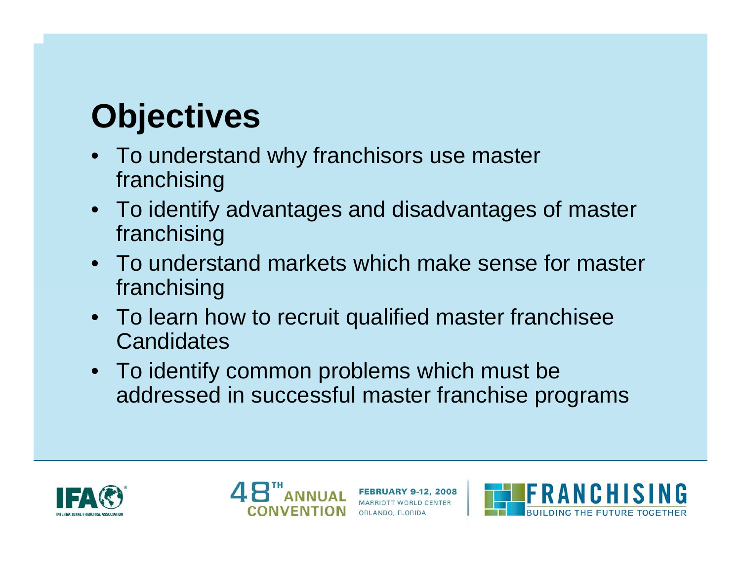# Objectives

- To understand why franchisors use master franchising
- To identify advantages and disadvantages of master franchising
- To understand markets which make sense for master franchising
- To learn how to recruit qualified master franchisee Candidates
- To identify common problems which must be addressed in successful master franchise programs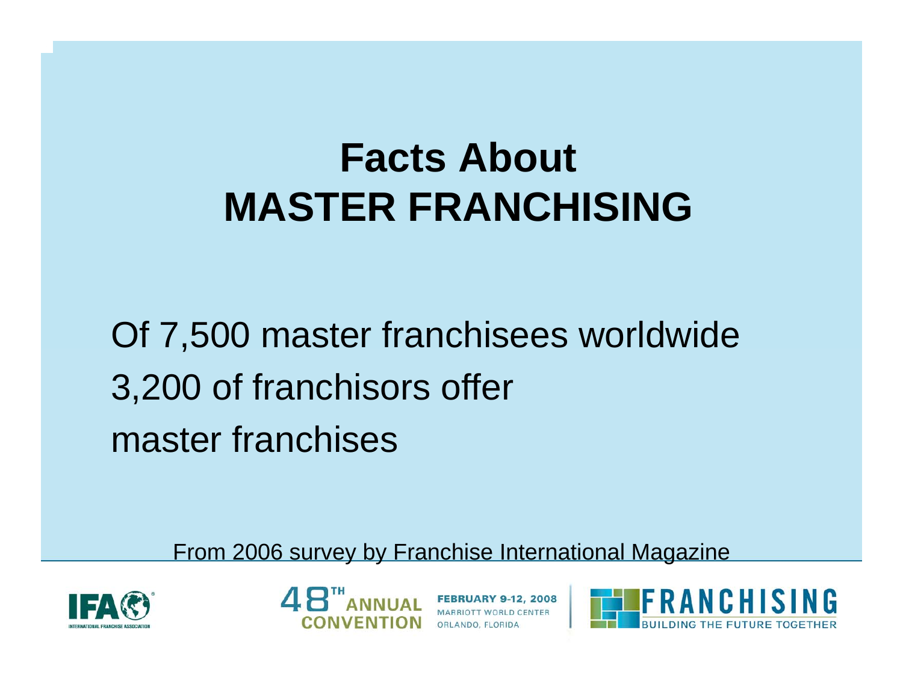# Facts About MASTER FRANCHISING

Of 7,500 master franchisees worldwide
3,200 of franchisors offer
master franchises

From 2006 survey by Franchise International Magazine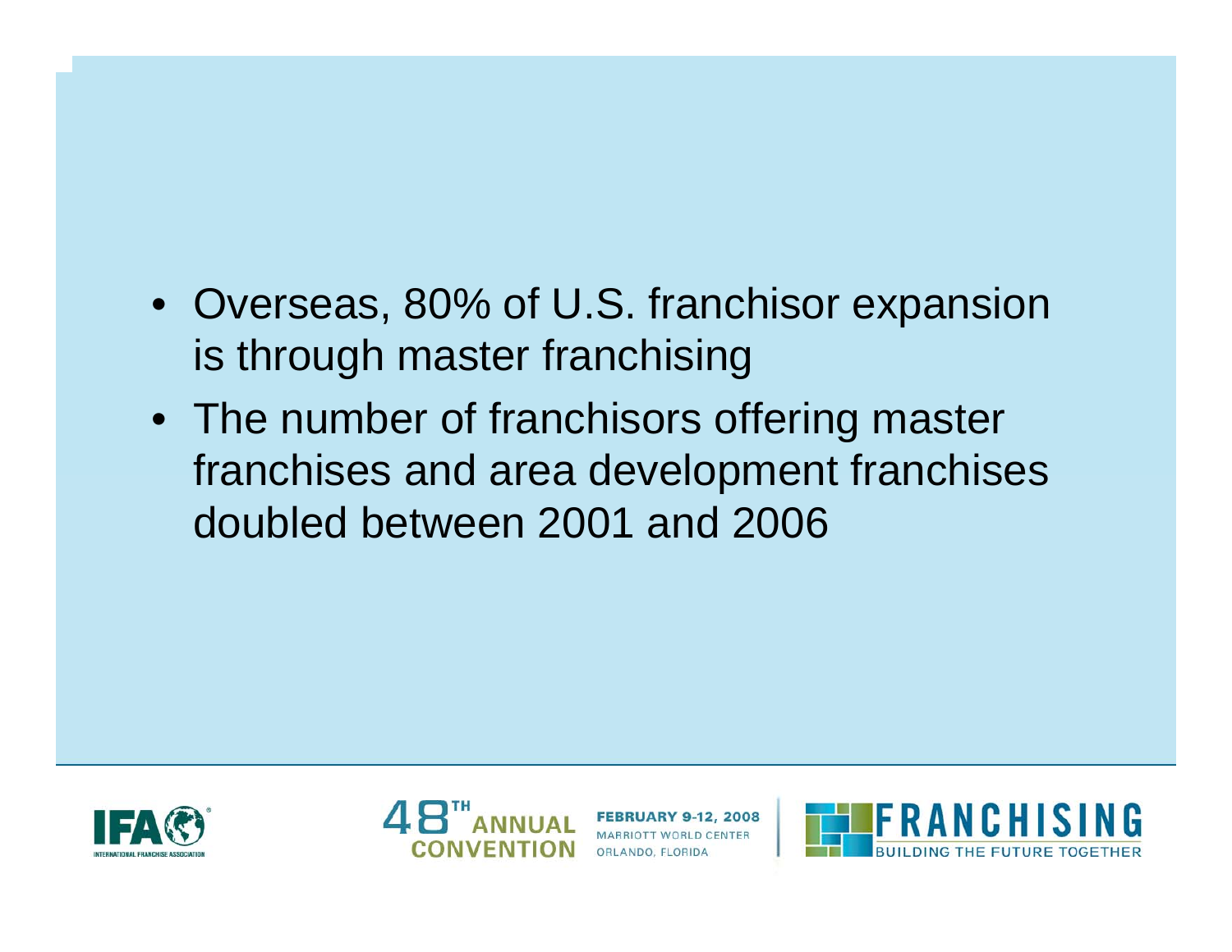- Overseas, 80% of U.S. franchisor expansion is through master franchising
- The number of franchisors offering master franchises and area development franchises doubled between 2001 and 2006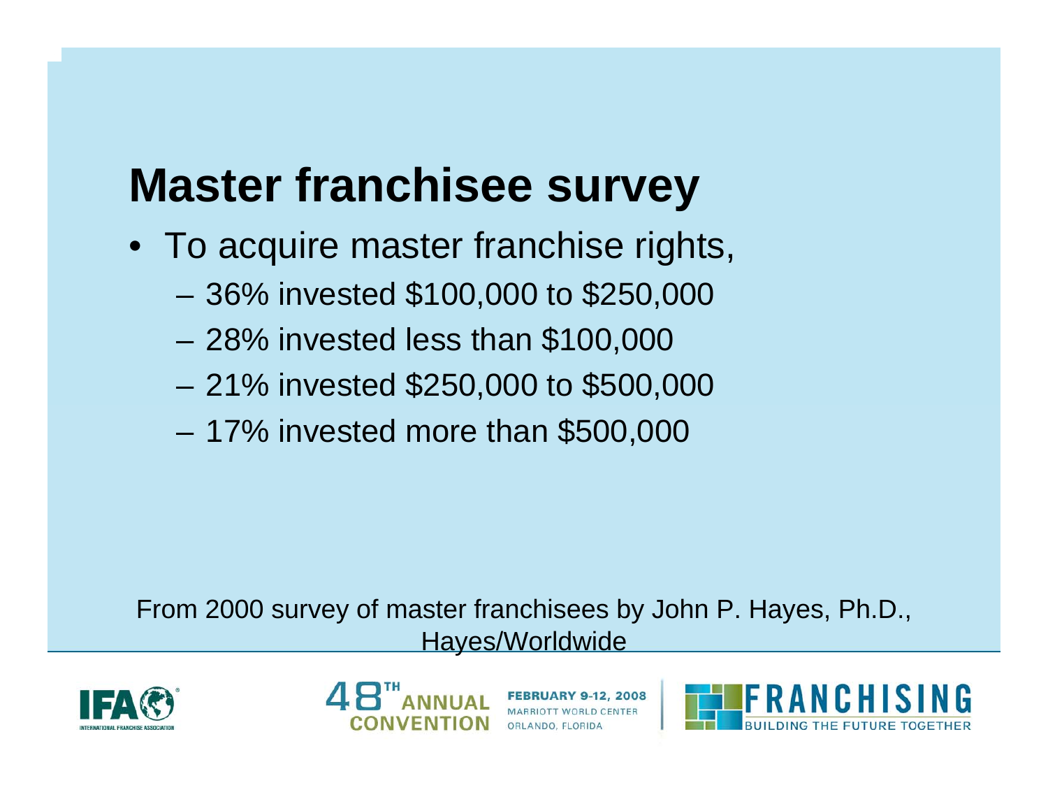# Master franchisee survey

- To acquire master franchise rights,
  - 36% invested $100,000 to $250,000
  - 28% invested less than $100,000
  - 21% invested $250,000 to $500,000
  - 17% invested more than $500,000

From 2000 survey of master franchisees by John P. Hayes, Ph.D., Hayes/Worldwide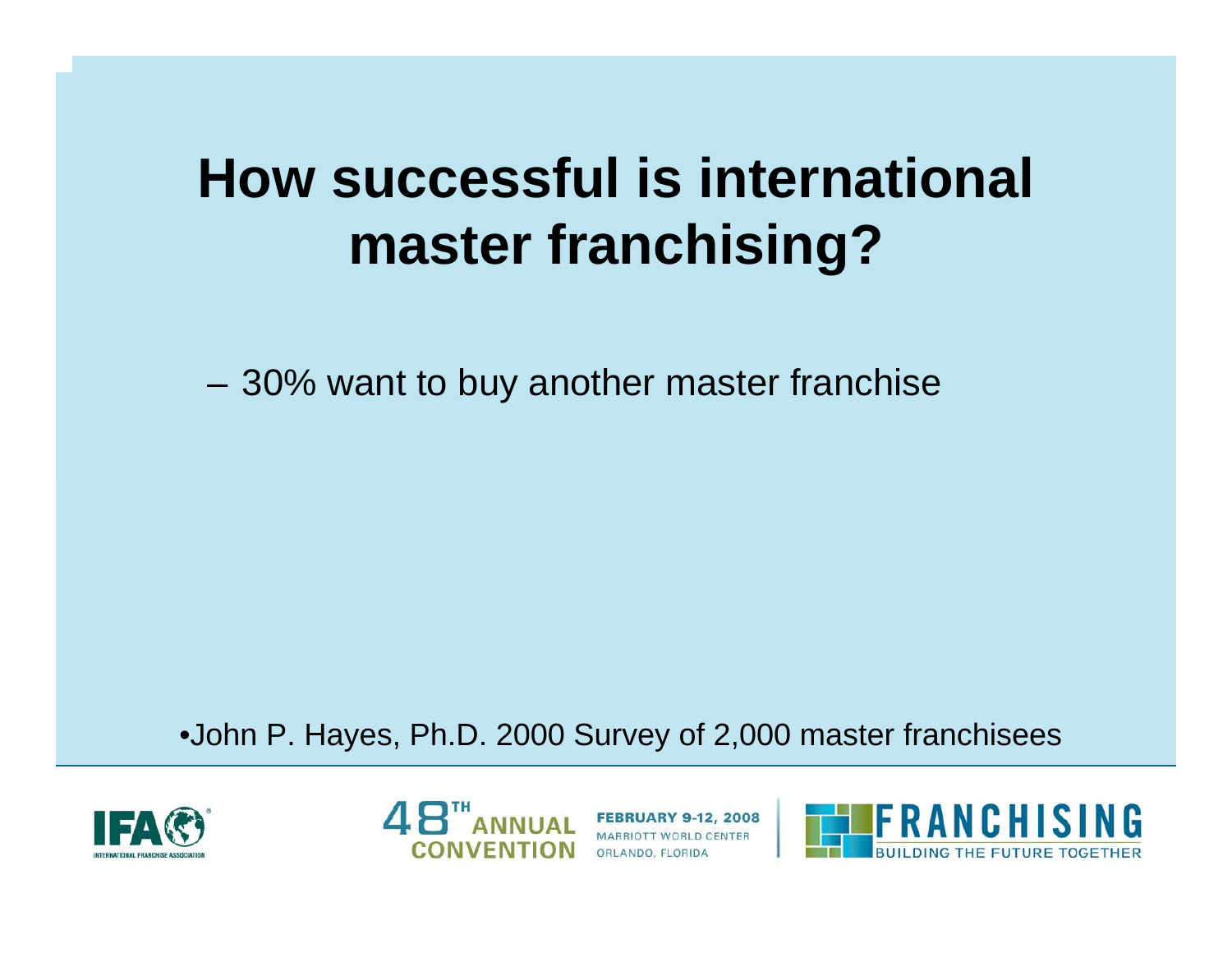# How successful is international master franchising?

– 30% want to buy another master franchise

•John P. Hayes, Ph.D. 2000 Survey of 2,000 master franchisees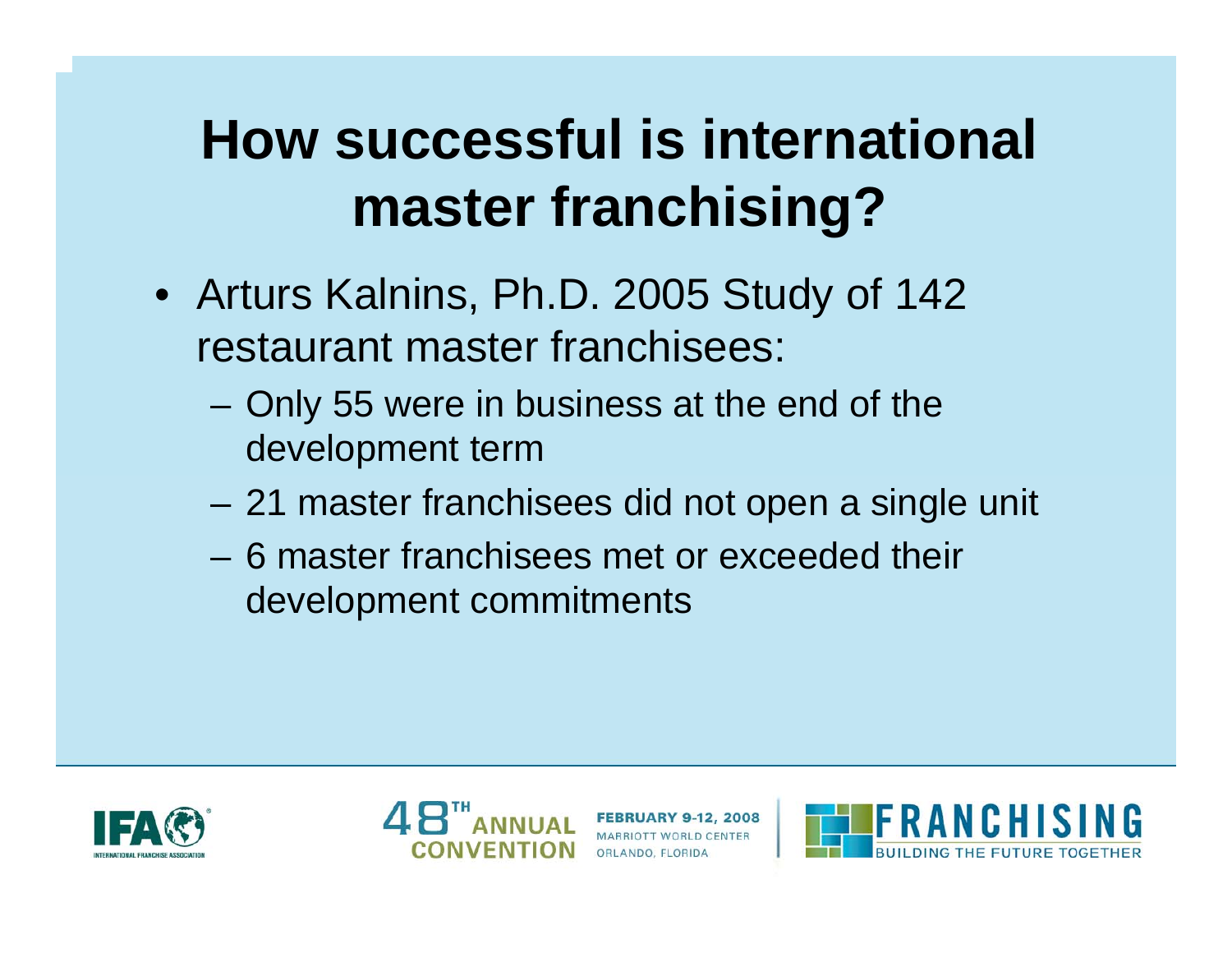# How successful is international master franchising?

- Arturs Kalnins, Ph.D. 2005 Study of 142 restaurant master franchisees:
  - Only 55 were in business at the end of the development term
  - 21 master franchisees did not open a single unit
  - 6 master franchisees met or exceeded their development commitments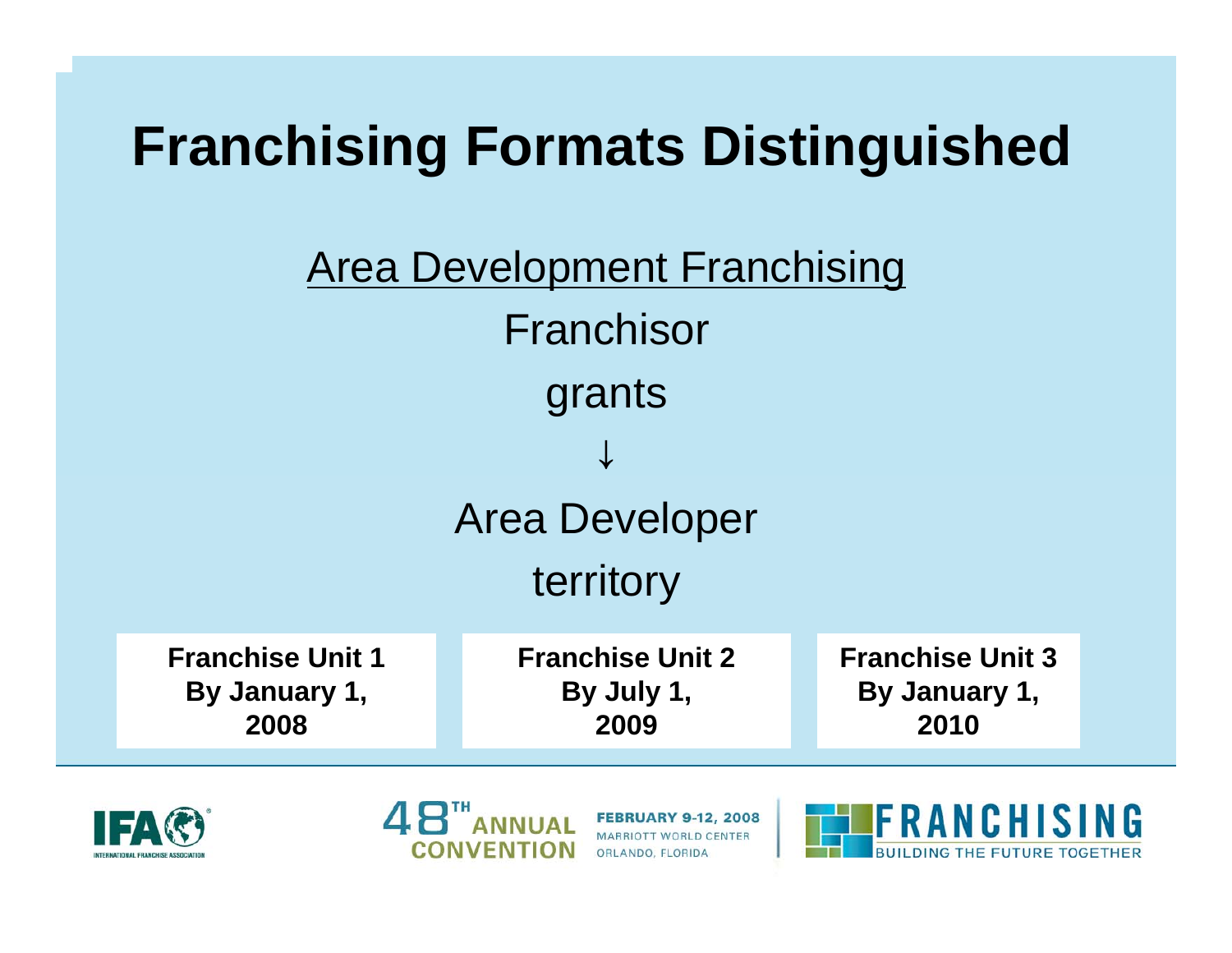# Franchising Formats Distinguished

Area Development Franchising

Franchisor

grants

↓

Area Developer

territory

| Franchise Unit 1 | Franchise Unit 2 | Franchise Unit 3 |
|---|---|---|
| By January 1, 2008 | By July 1, 2009 | By January 1, 2010 |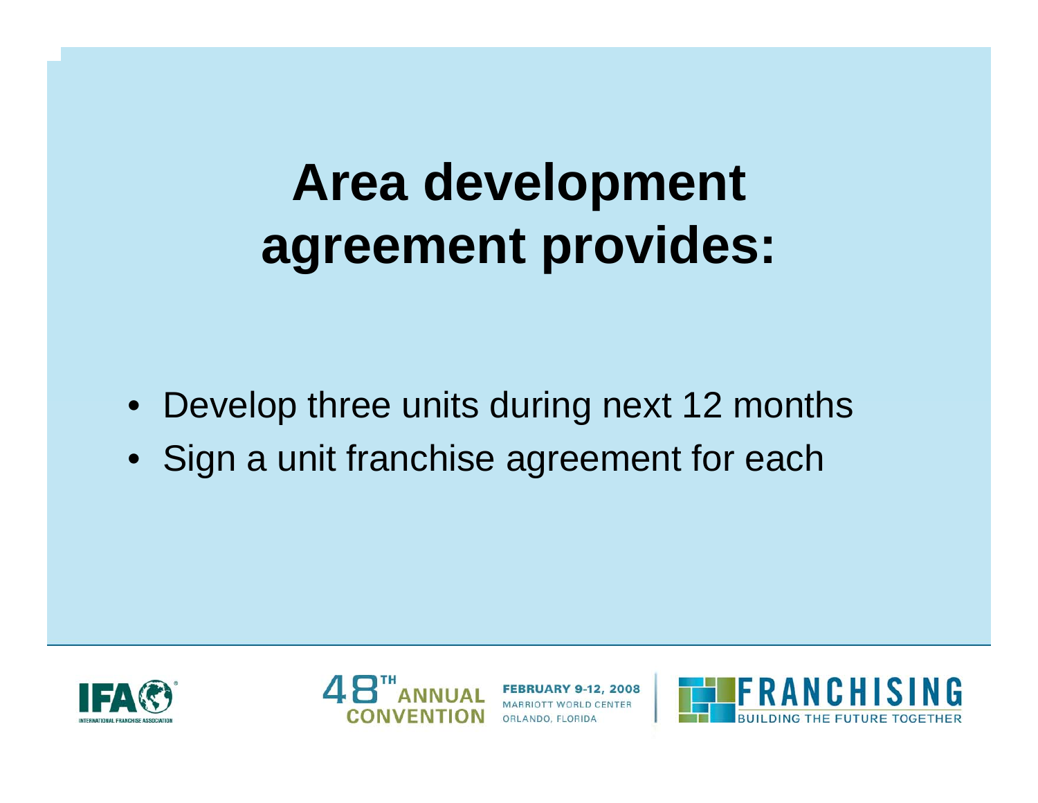# Area development agreement provides:

- Develop three units during next 12 months
- Sign a unit franchise agreement for each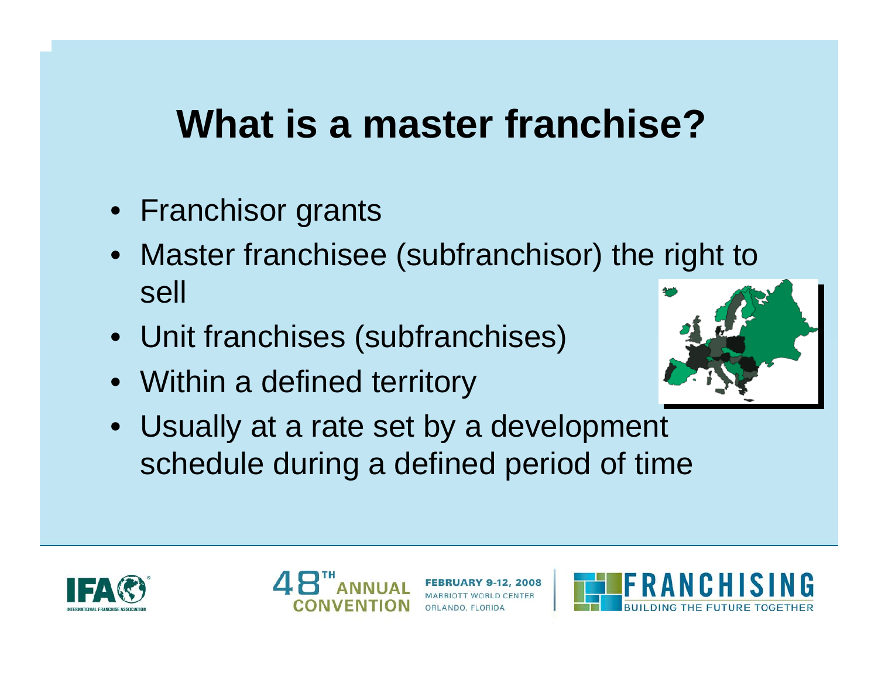# What is a master franchise?

- Franchisor grants
- Master franchisee (subfranchisor) the right to sell
- Unit franchises (subfranchises)
- Within a defined territory
- Usually at a rate set by a development schedule during a defined period of time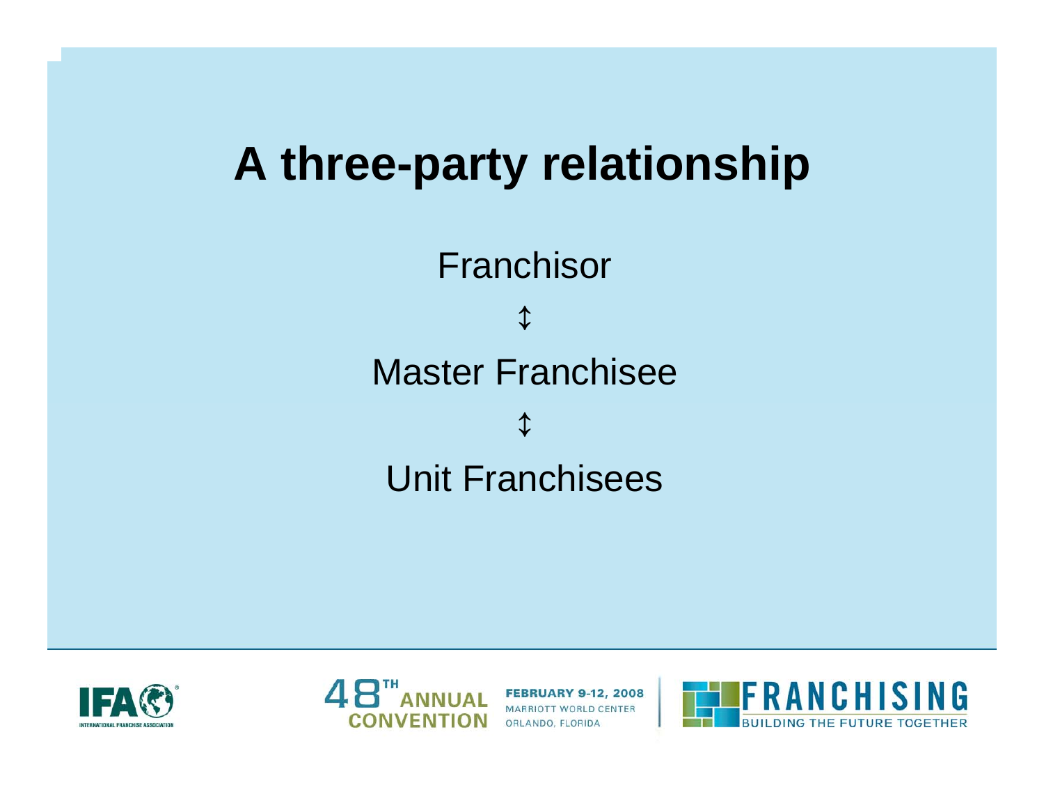# A three-party relationship

Franchisor

↕

Master Franchisee

↕

Unit Franchisees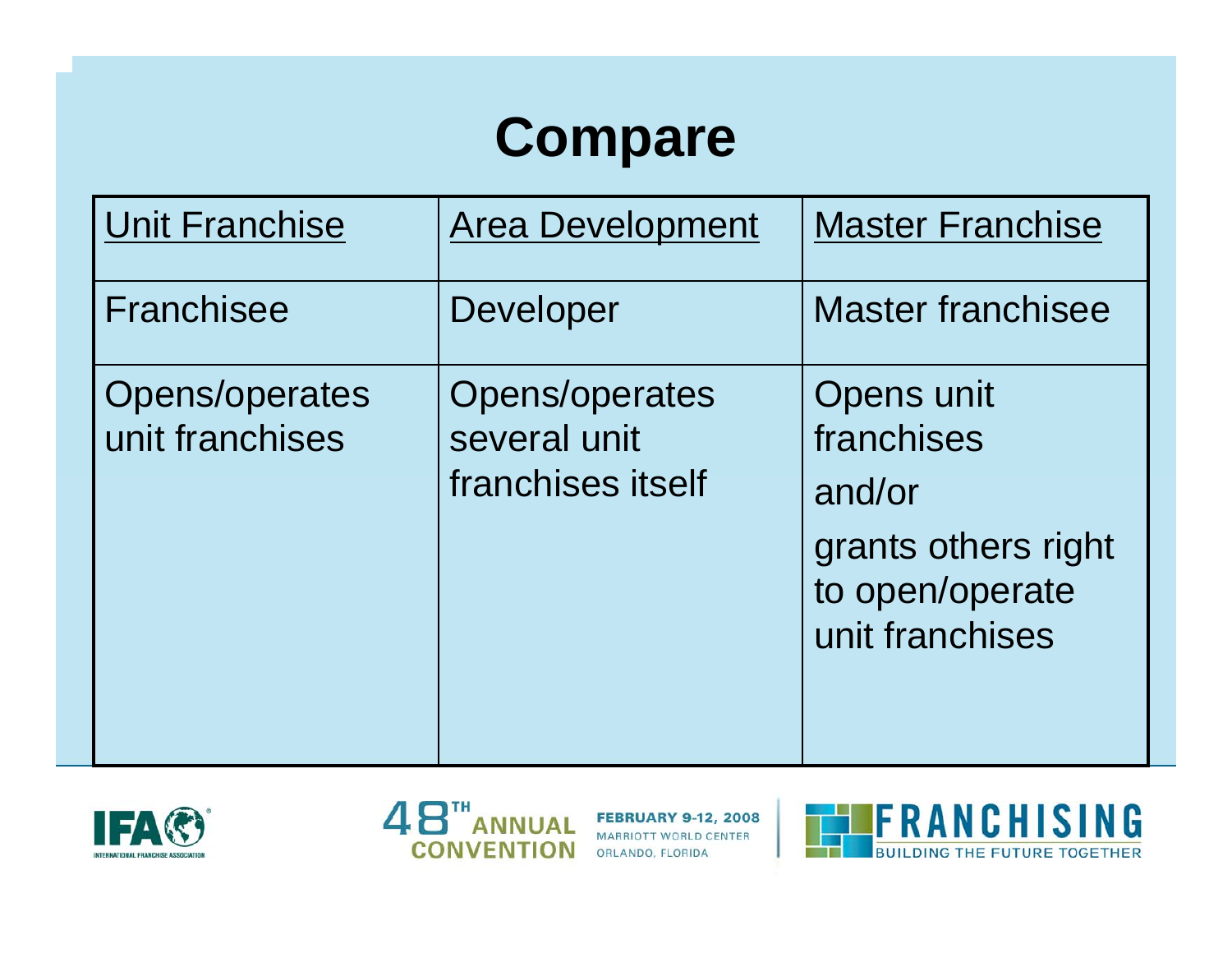# Compare

| Unit Franchise | Area Development | Master Franchise |
|---|---|---|
| Franchisee | Developer | Master franchisee |
| Opens/operates unit franchises | Opens/operates several unit franchises itself | Opens unit franchises and/or grants others right to open/operate unit franchises |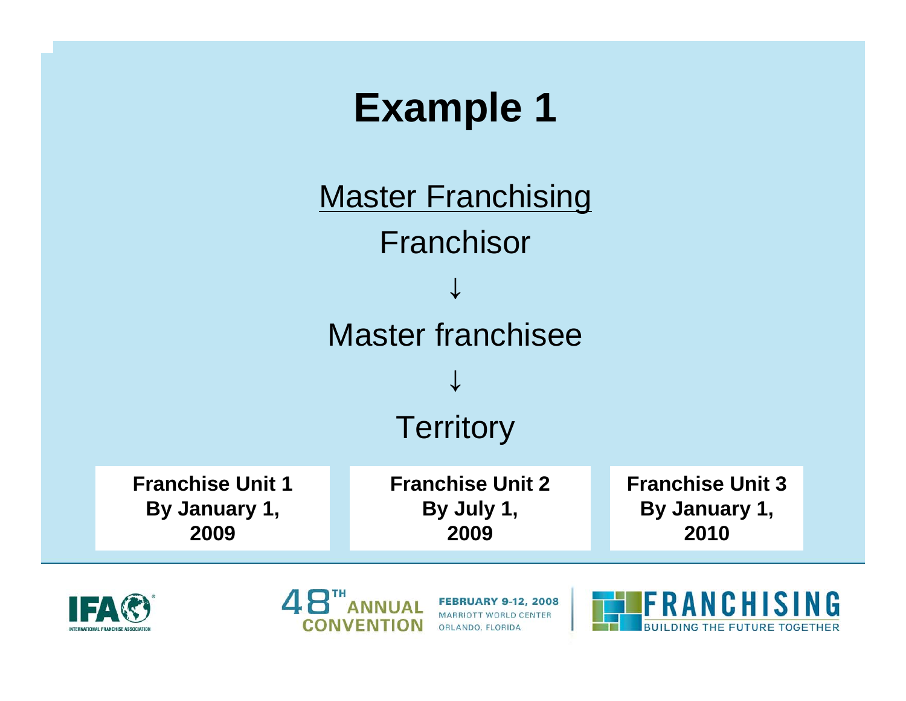# Example 1

<u>Master Franchising</u>

Franchisor

↓

Master franchisee

↓

Territory

| Franchise Unit 1 By January 1, 2009 | Franchise Unit 2 By July 1, 2009 | Franchise Unit 3 By January 1, 2010 |
|---|---|---|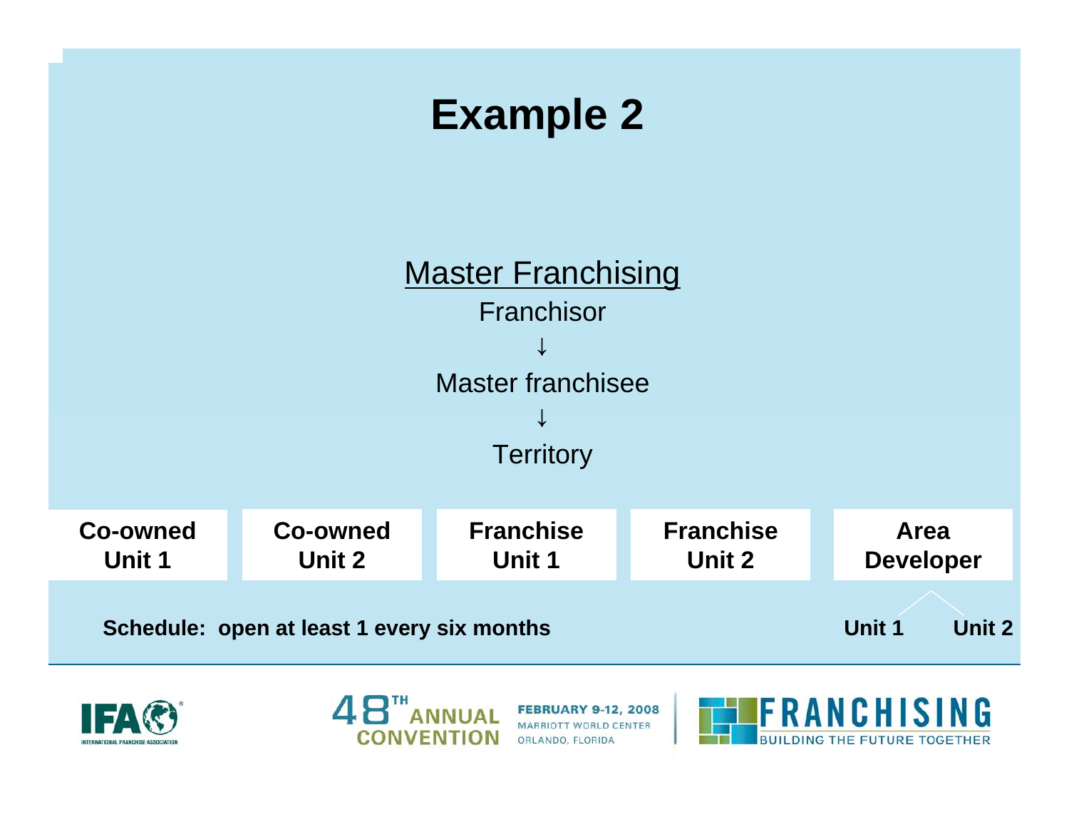# Example 2

**Master Franchising**

Franchisor

↓

Master franchisee

↓

Territory

| Co-owned Unit 1 | Co-owned Unit 2 | Franchise Unit 1 | Franchise Unit 2 | Area Developer |
|---|---|---|---|---|

**Schedule: open at least 1 every six months**

**Unit 1** **Unit 2**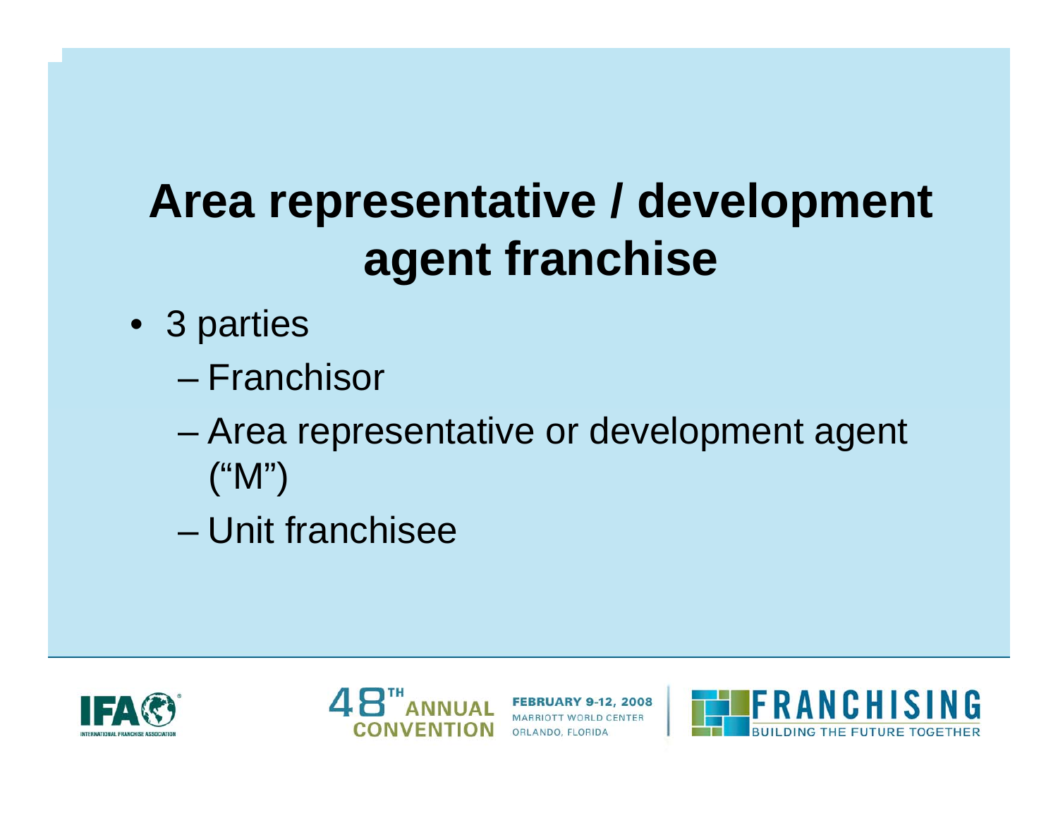# Area representative / development agent franchise

- 3 parties
  - Franchisor
  - Area representative or development agent ("M")
  - Unit franchisee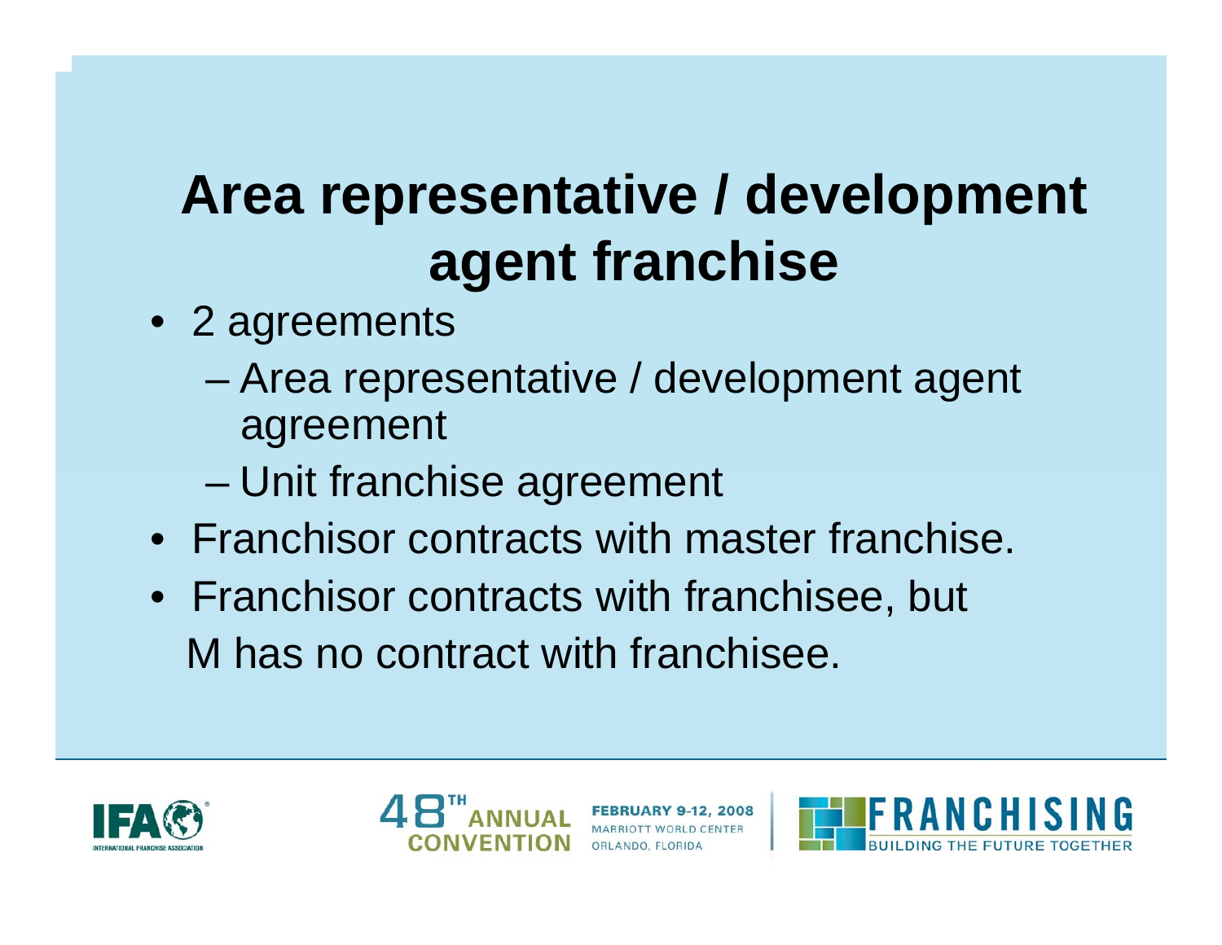# Area representative / development agent franchise

- 2 agreements
  - Area representative / development agent agreement
  - Unit franchise agreement
- Franchisor contracts with master franchise.
- Franchisor contracts with franchisee, but M has no contract with franchisee.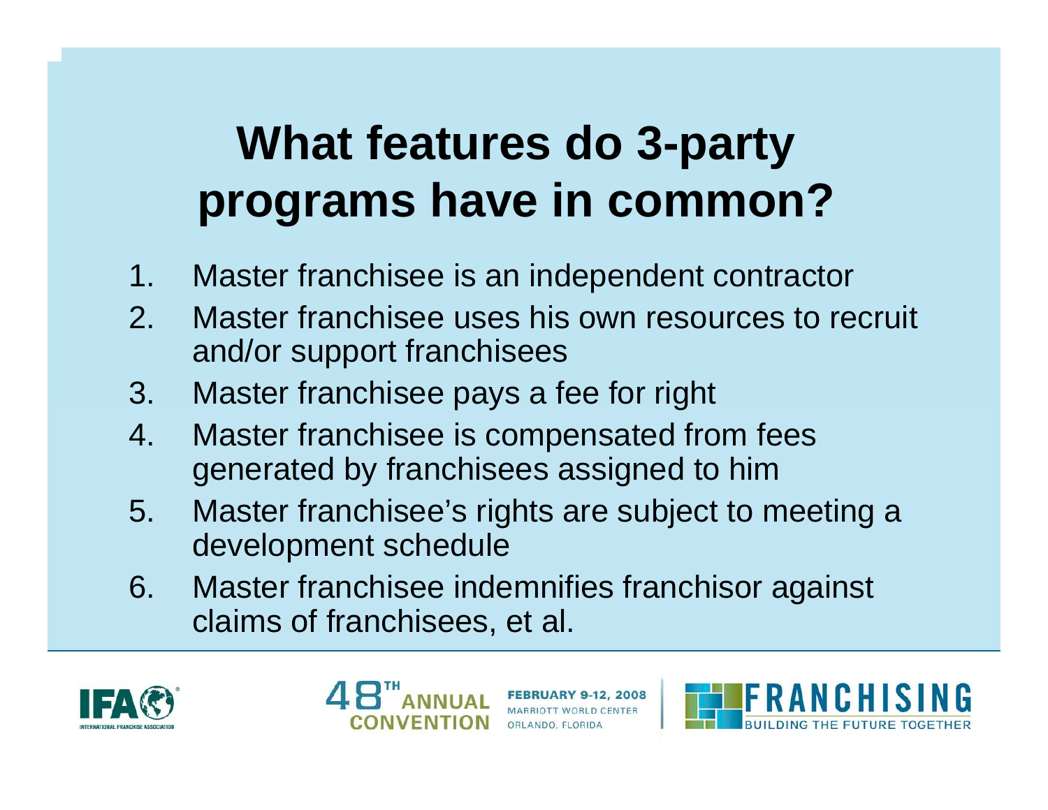# What features do 3-party programs have in common?

1. Master franchisee is an independent contractor
2. Master franchisee uses his own resources to recruit and/or support franchisees
3. Master franchisee pays a fee for right
4. Master franchisee is compensated from fees generated by franchisees assigned to him
5. Master franchisee's rights are subject to meeting a development schedule
6. Master franchisee indemnifies franchisor against claims of franchisees, et al.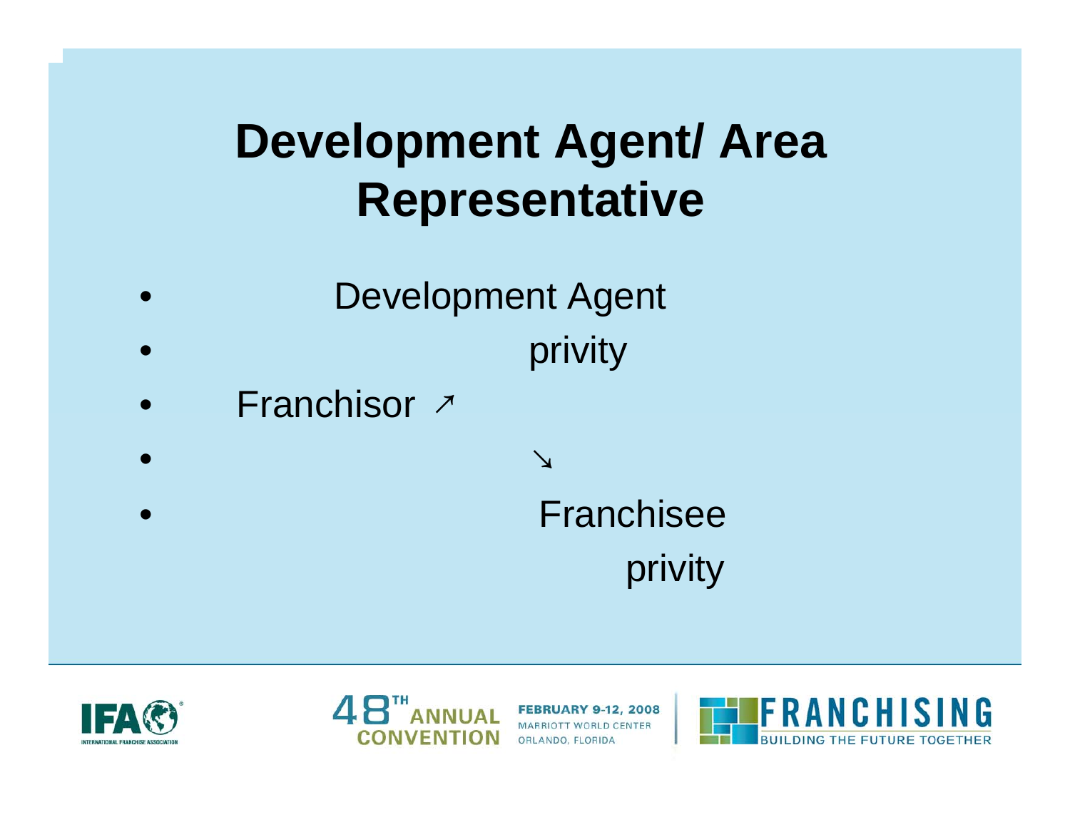# Development Agent/ Area Representative

- Development Agent
- privity
- Franchisor ↗
- ↘
- Franchisee

privity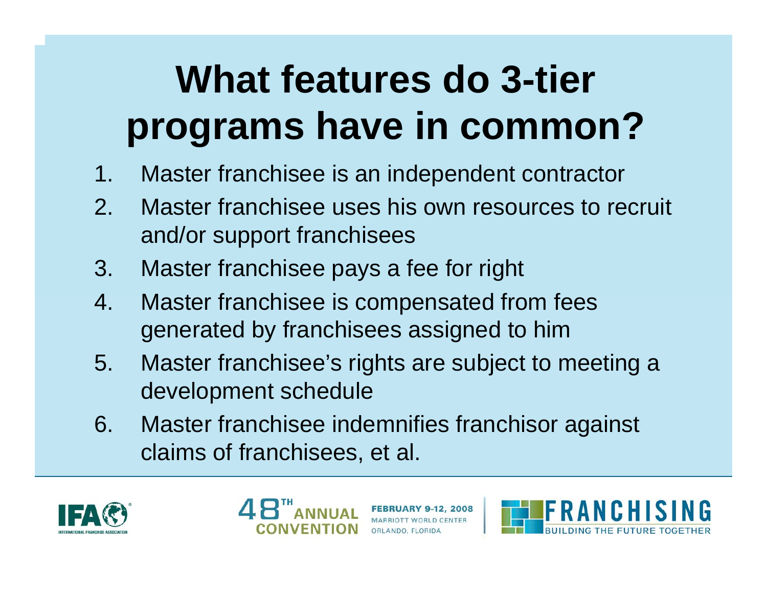# What features do 3-tier programs have in common?

1. Master franchisee is an independent contractor
2. Master franchisee uses his own resources to recruit and/or support franchisees
3. Master franchisee pays a fee for right
4. Master franchisee is compensated from fees generated by franchisees assigned to him
5. Master franchisee's rights are subject to meeting a development schedule
6. Master franchisee indemnifies franchisor against claims of franchisees, et al.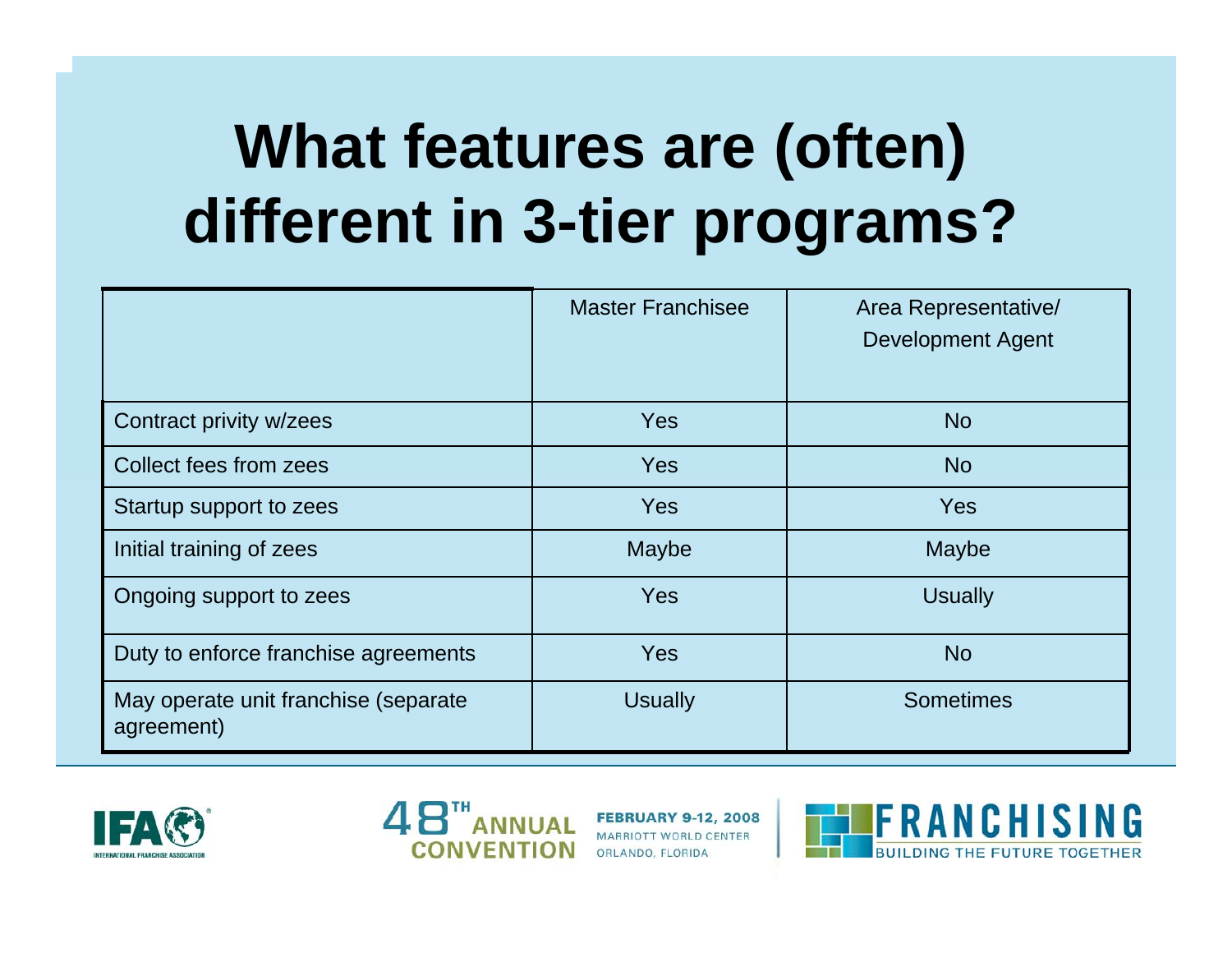# What features are (often) different in 3-tier programs?

| | Master Franchisee | Area Representative/ Development Agent |
|---|---|---|
| Contract privity w/zees | Yes | No |
| Collect fees from zees | Yes | No |
| Startup support to zees | Yes | Yes |
| Initial training of zees | Maybe | Maybe |
| Ongoing support to zees | Yes | Usually |
| Duty to enforce franchise agreements | Yes | No |
| May operate unit franchise (separate agreement) | Usually | Sometimes |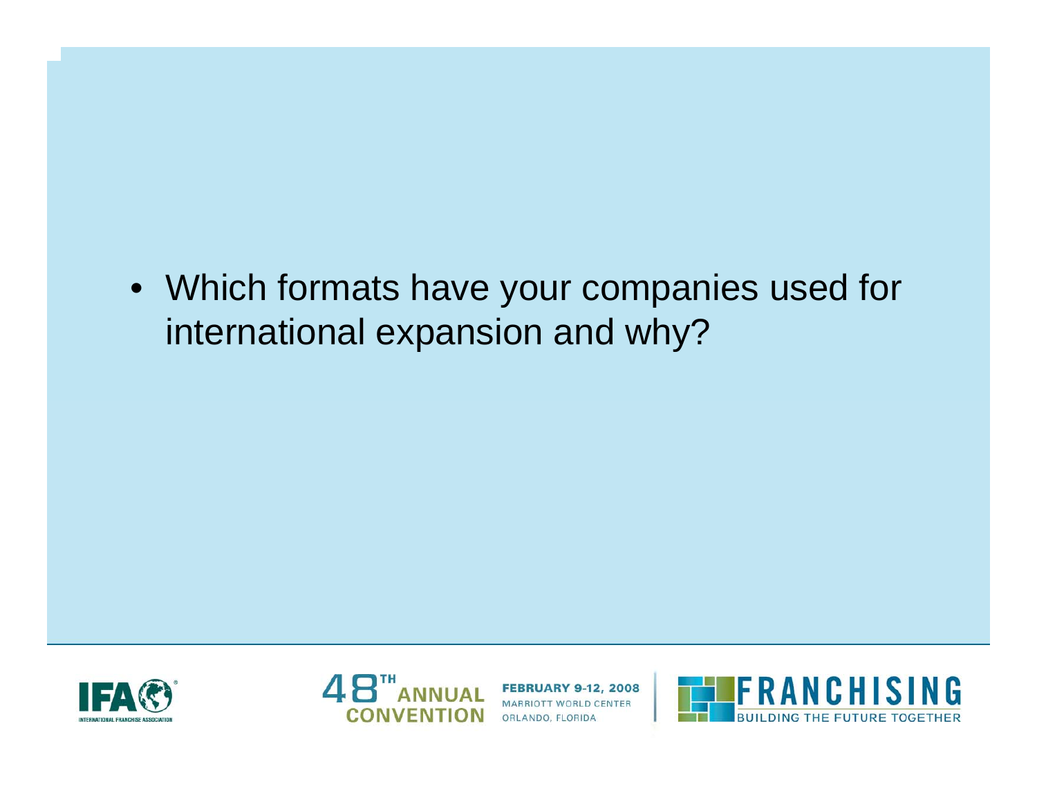- Which formats have your companies used for international expansion and why?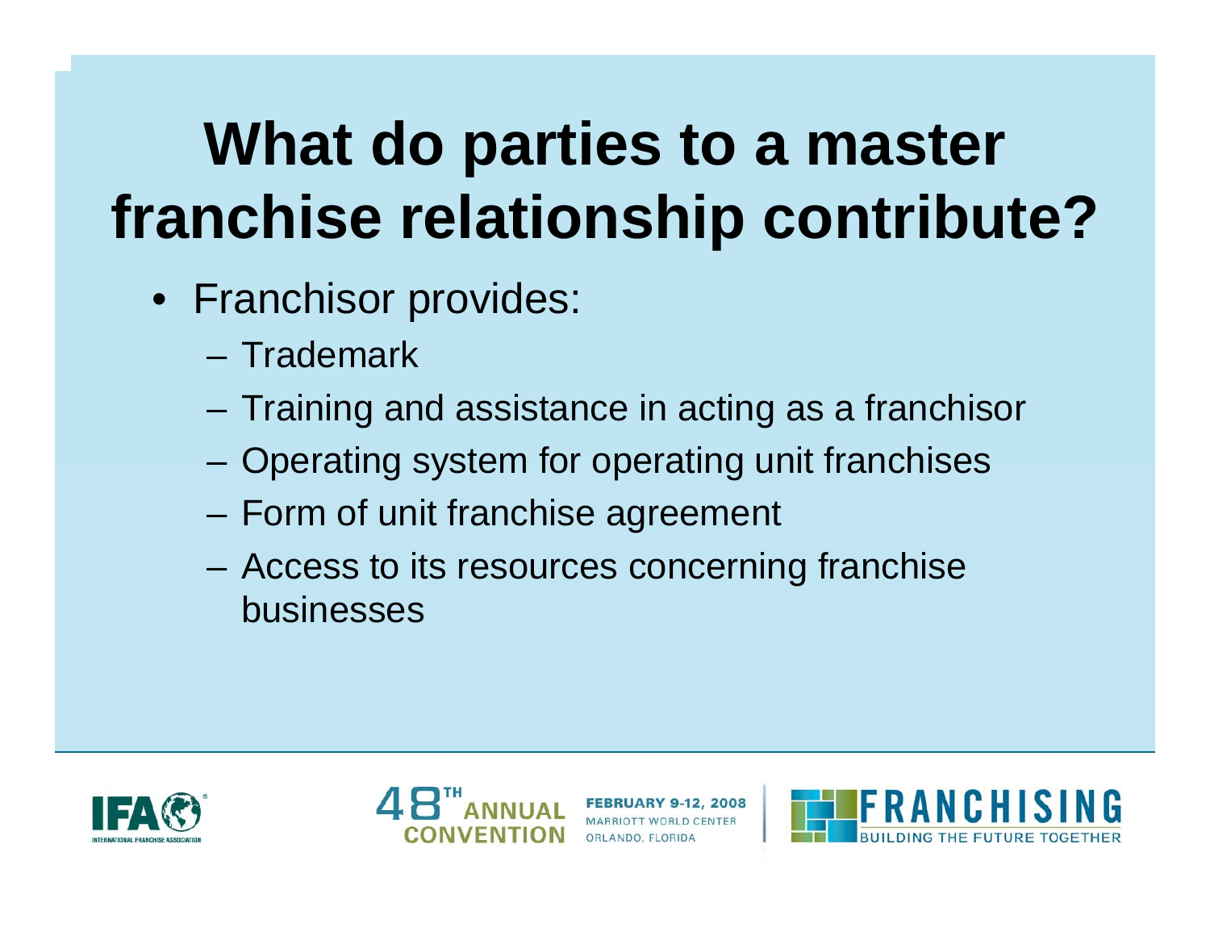# What do parties to a master franchise relationship contribute?

- Franchisor provides:
  - Trademark
  - Training and assistance in acting as a franchisor
  - Operating system for operating unit franchises
  - Form of unit franchise agreement
  - Access to its resources concerning franchise businesses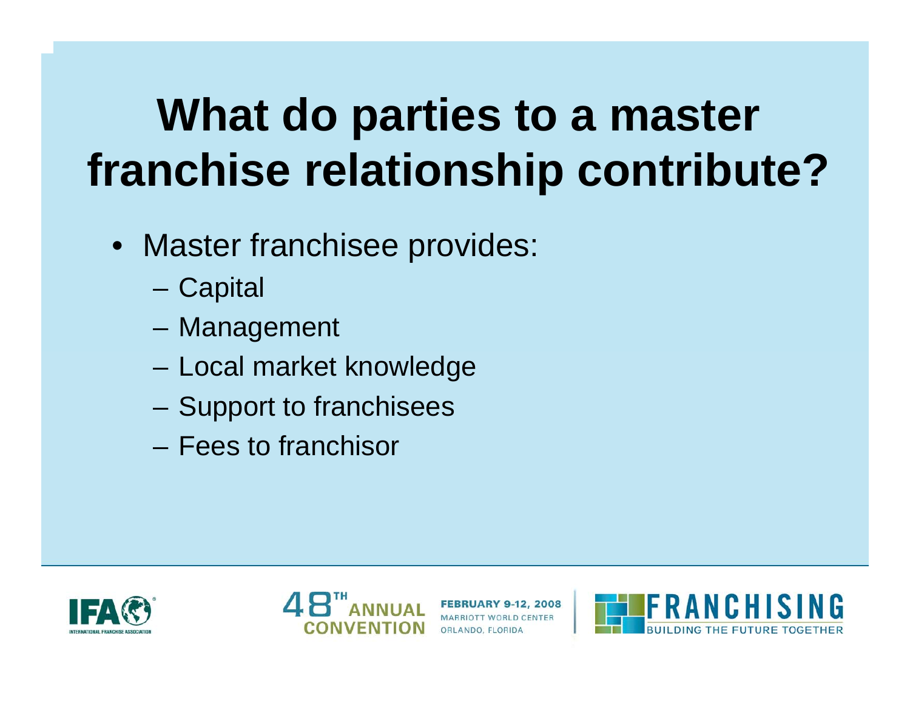# What do parties to a master franchise relationship contribute?

- Master franchisee provides:
  - Capital
  - Management
  - Local market knowledge
  - Support to franchisees
  - Fees to franchisor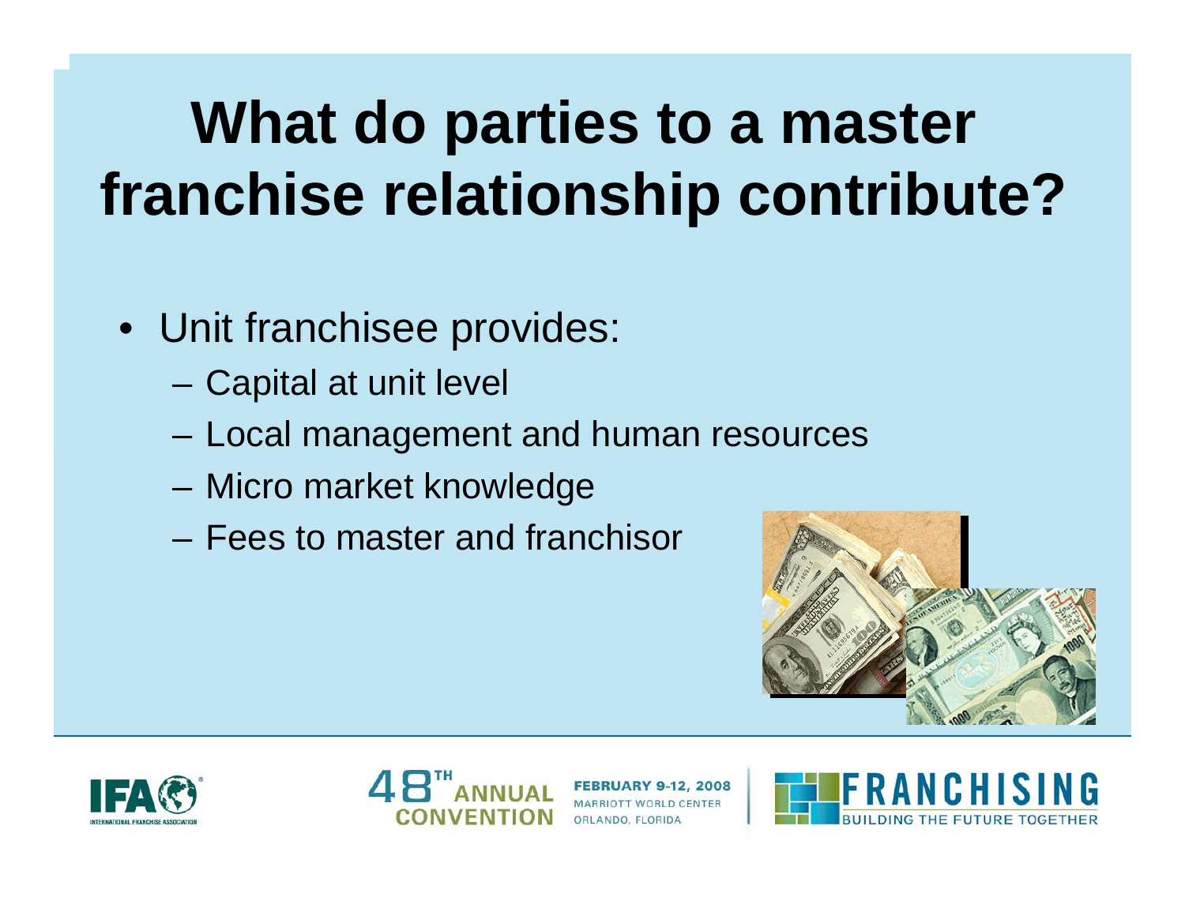# What do parties to a master franchise relationship contribute?

- Unit franchisee provides:
  - Capital at unit level
  - Local management and human resources
  - Micro market knowledge
  - Fees to master and franchisor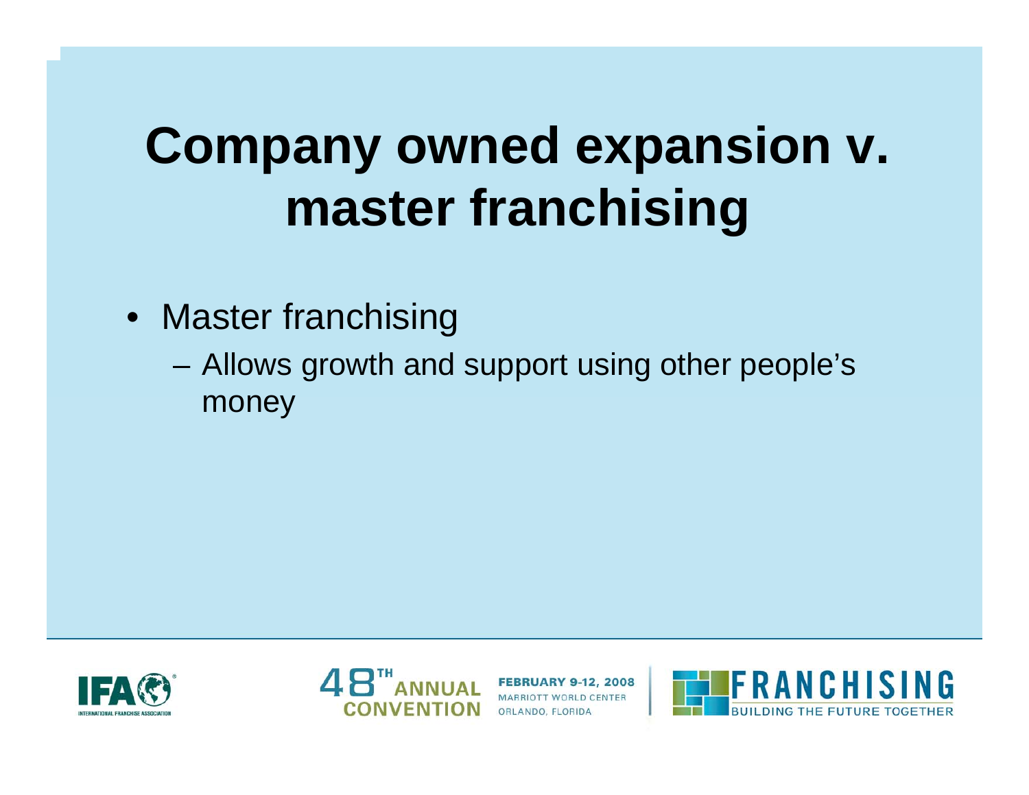# Company owned expansion v. master franchising

- Master franchising
  - Allows growth and support using other people's money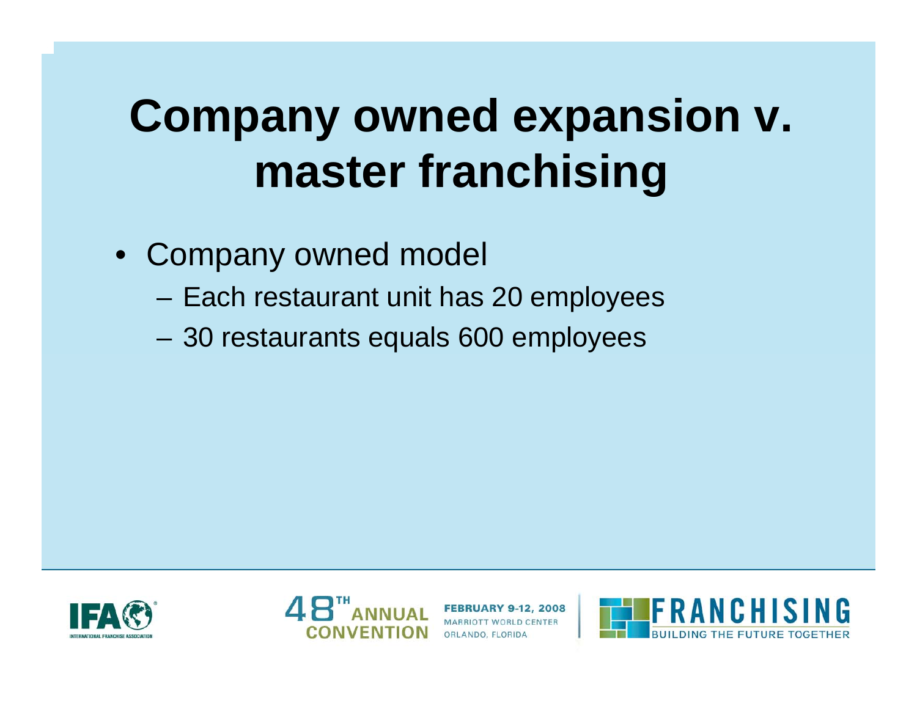# Company owned expansion v. master franchising

- Company owned model
  - Each restaurant unit has 20 employees
  - 30 restaurants equals 600 employees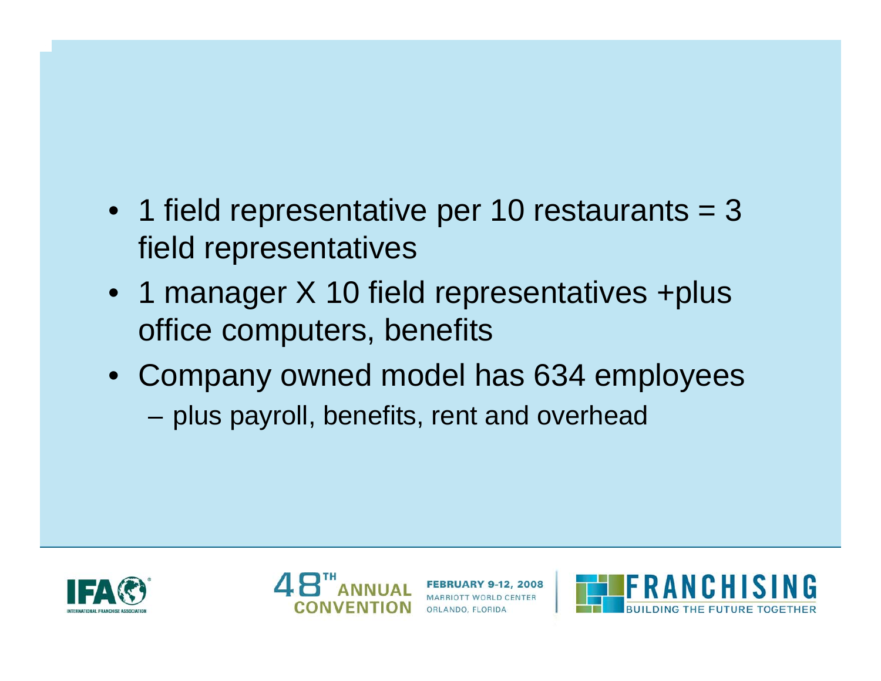- 1 field representative per 10 restaurants = 3 field representatives
- 1 manager X 10 field representatives +plus office computers, benefits
- Company owned model has 634 employees
  - plus payroll, benefits, rent and overhead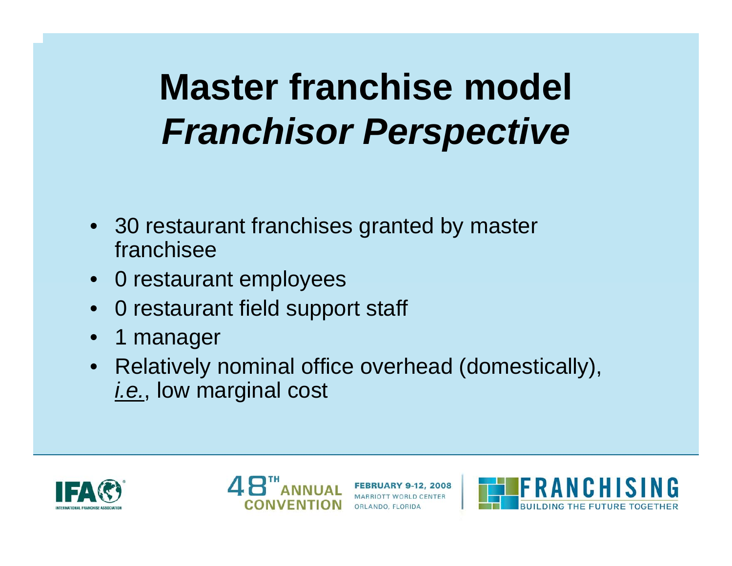# Master franchise model
## *Franchisor Perspective*

- 30 restaurant franchises granted by master franchisee
- 0 restaurant employees
- 0 restaurant field support staff
- 1 manager
- Relatively nominal office overhead (domestically), *i.e.*, low marginal cost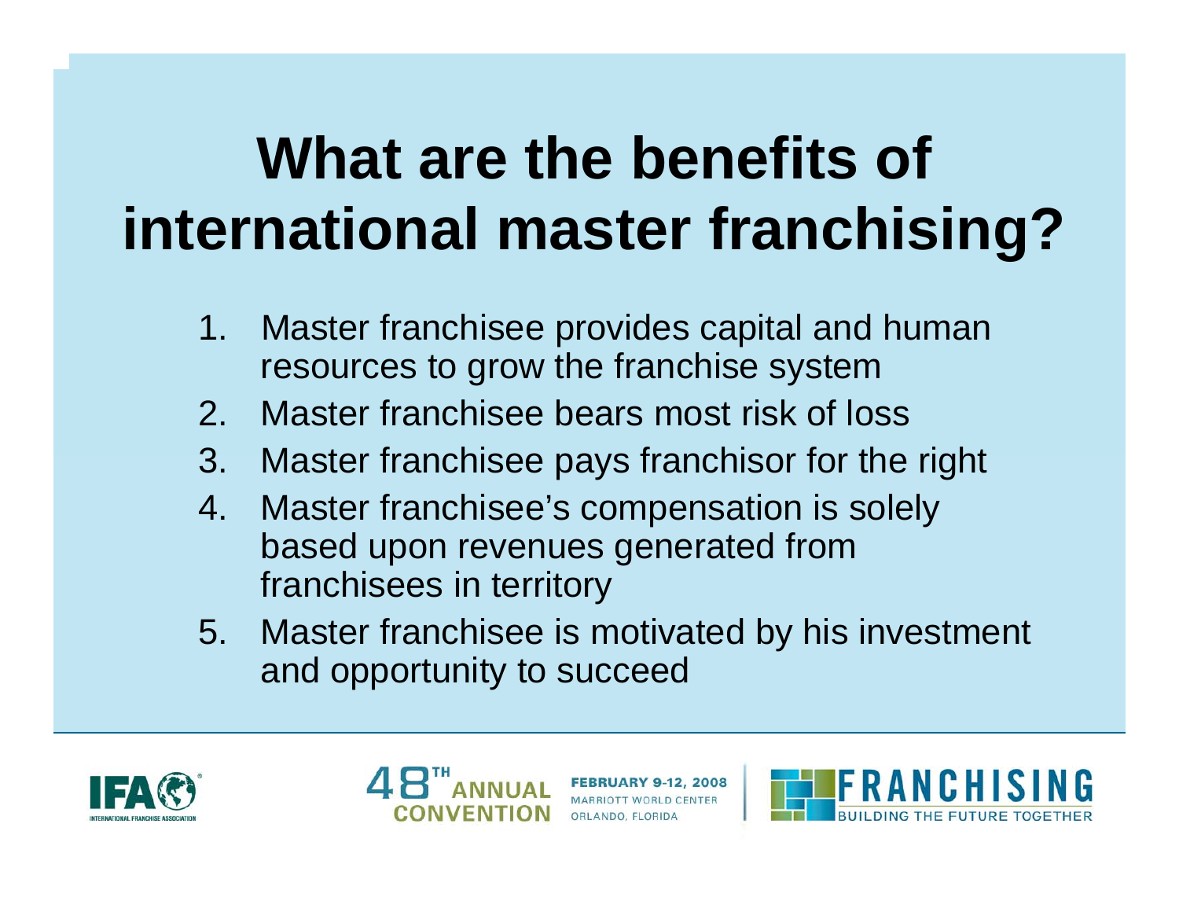# What are the benefits of international master franchising?

1. Master franchisee provides capital and human resources to grow the franchise system
2. Master franchisee bears most risk of loss
3. Master franchisee pays franchisor for the right
4. Master franchisee's compensation is solely based upon revenues generated from franchisees in territory
5. Master franchisee is motivated by his investment and opportunity to succeed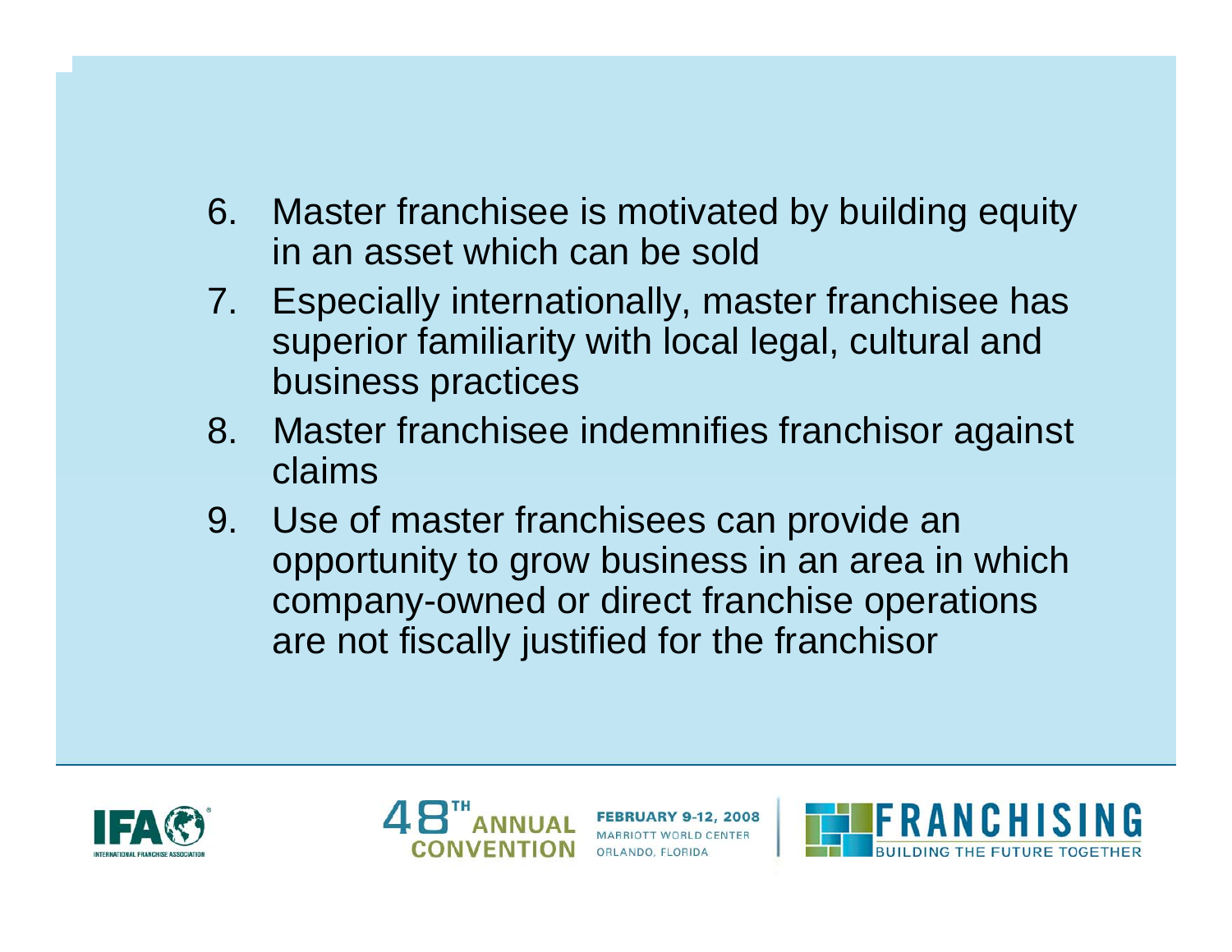6. Master franchisee is motivated by building equity in an asset which can be sold
7. Especially internationally, master franchisee has superior familiarity with local legal, cultural and business practices
8. Master franchisee indemnifies franchisor against claims
9. Use of master franchisees can provide an opportunity to grow business in an area in which company-owned or direct franchise operations are not fiscally justified for the franchisor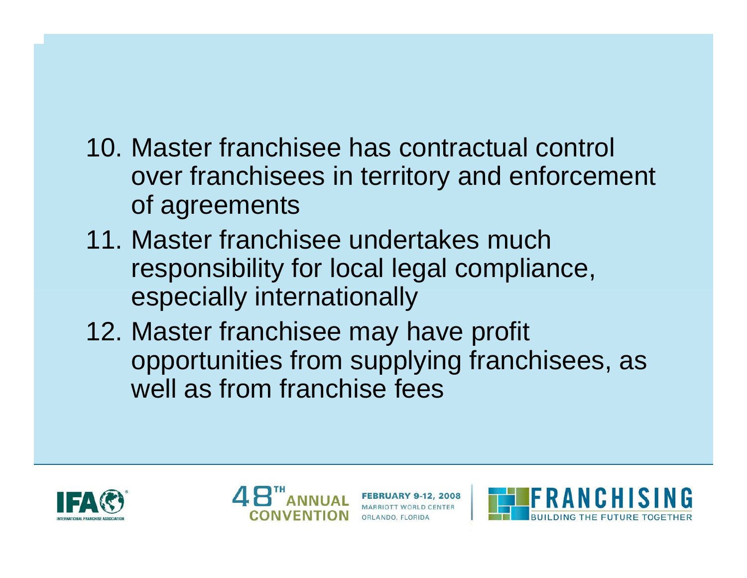10. Master franchisee has contractual control over franchisees in territory and enforcement of agreements
11. Master franchisee undertakes much responsibility for local legal compliance, especially internationally
12. Master franchisee may have profit opportunities from supplying franchisees, as well as from franchise fees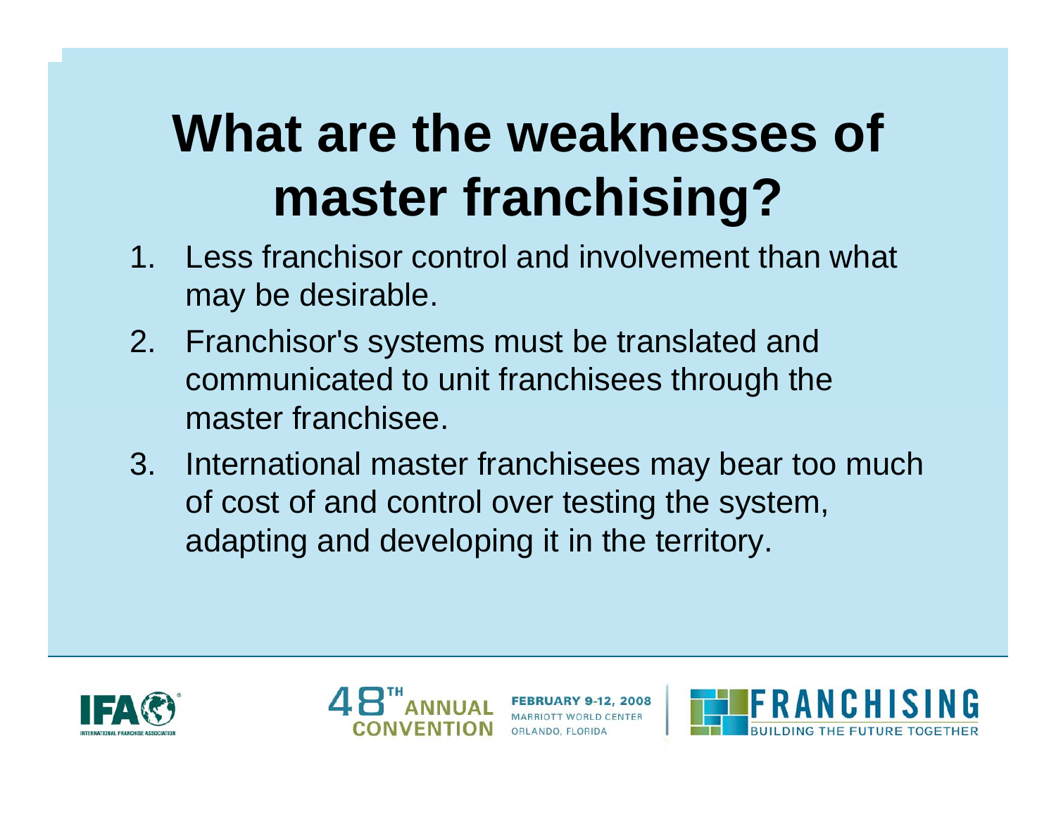# What are the weaknesses of master franchising?

1. Less franchisor control and involvement than what may be desirable.
2. Franchisor's systems must be translated and communicated to unit franchisees through the master franchisee.
3. International master franchisees may bear too much of cost of and control over testing the system, adapting and developing it in the territory.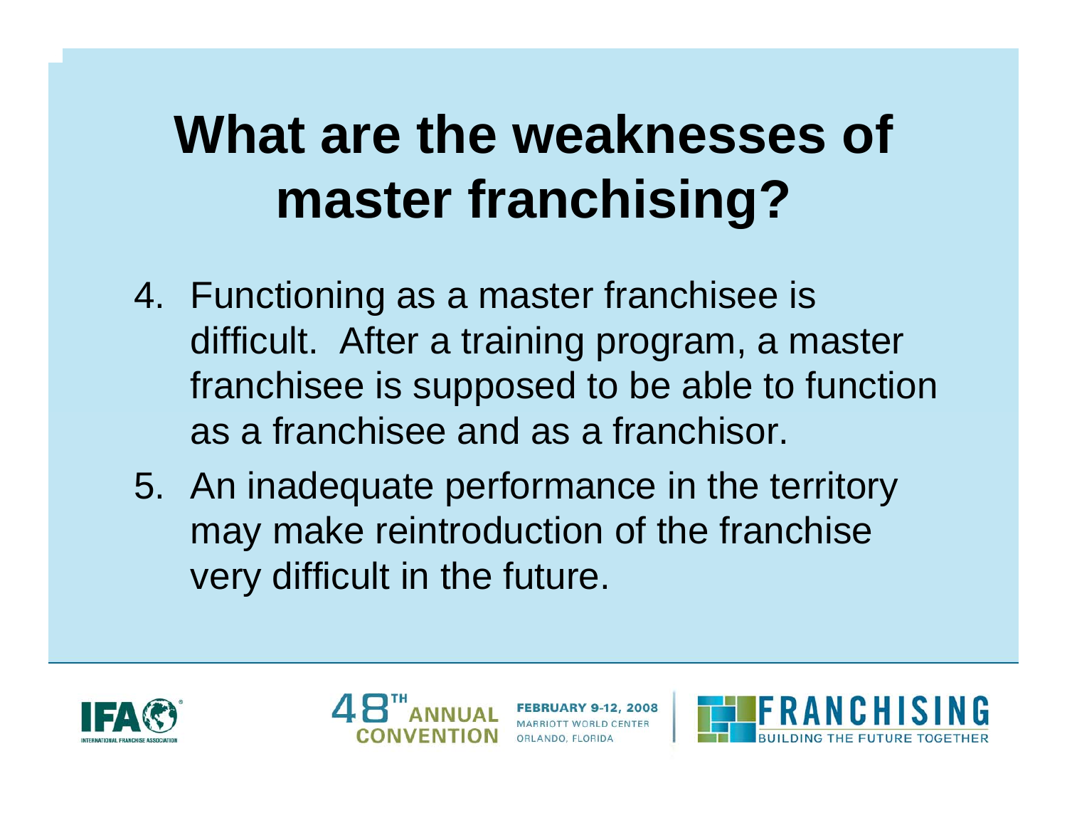# What are the weaknesses of master franchising?

4. Functioning as a master franchisee is difficult. After a training program, a master franchisee is supposed to be able to function as a franchisee and as a franchisor.
5. An inadequate performance in the territory may make reintroduction of the franchise very difficult in the future.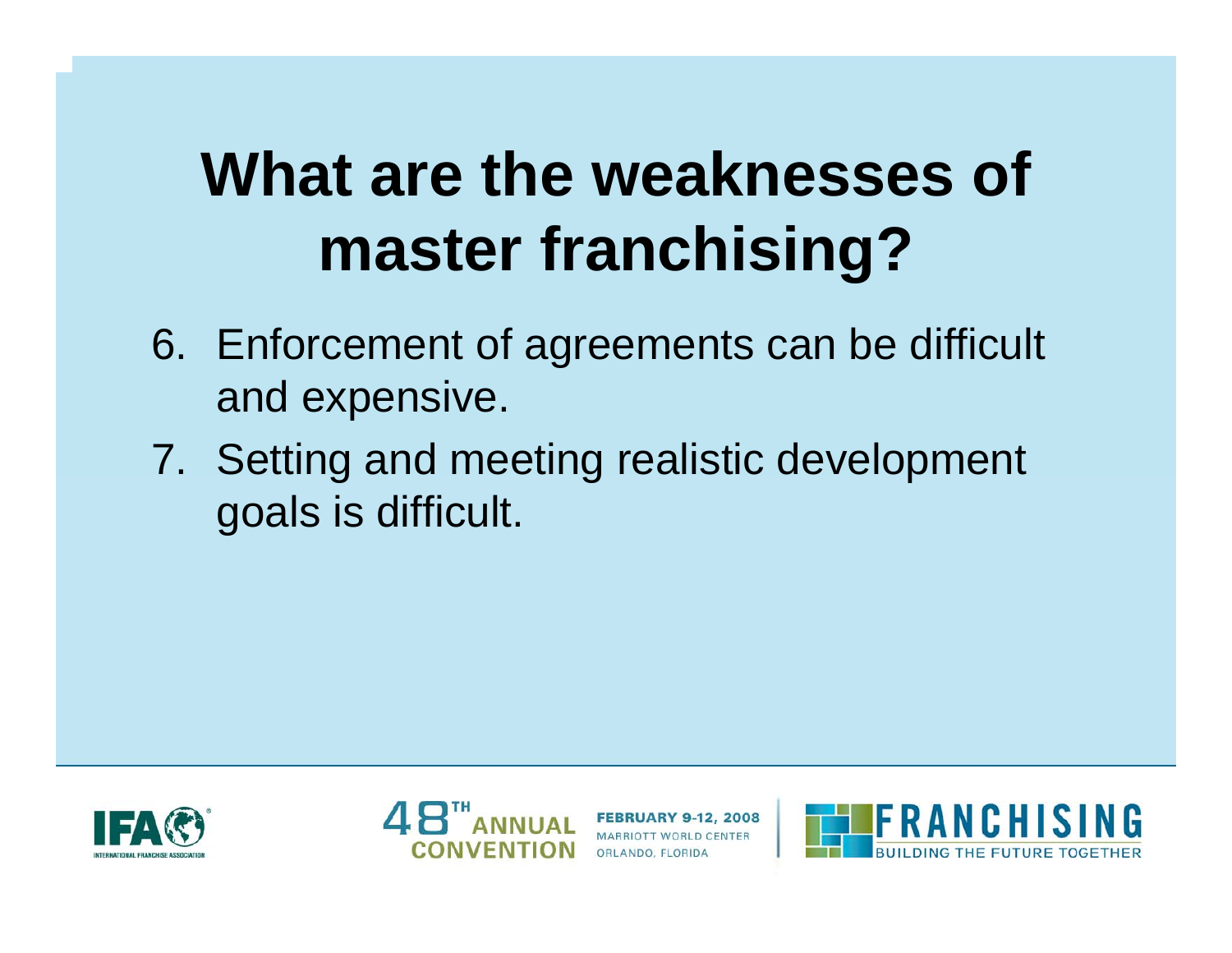# What are the weaknesses of master franchising?

6. Enforcement of agreements can be difficult and expensive.
7. Setting and meeting realistic development goals is difficult.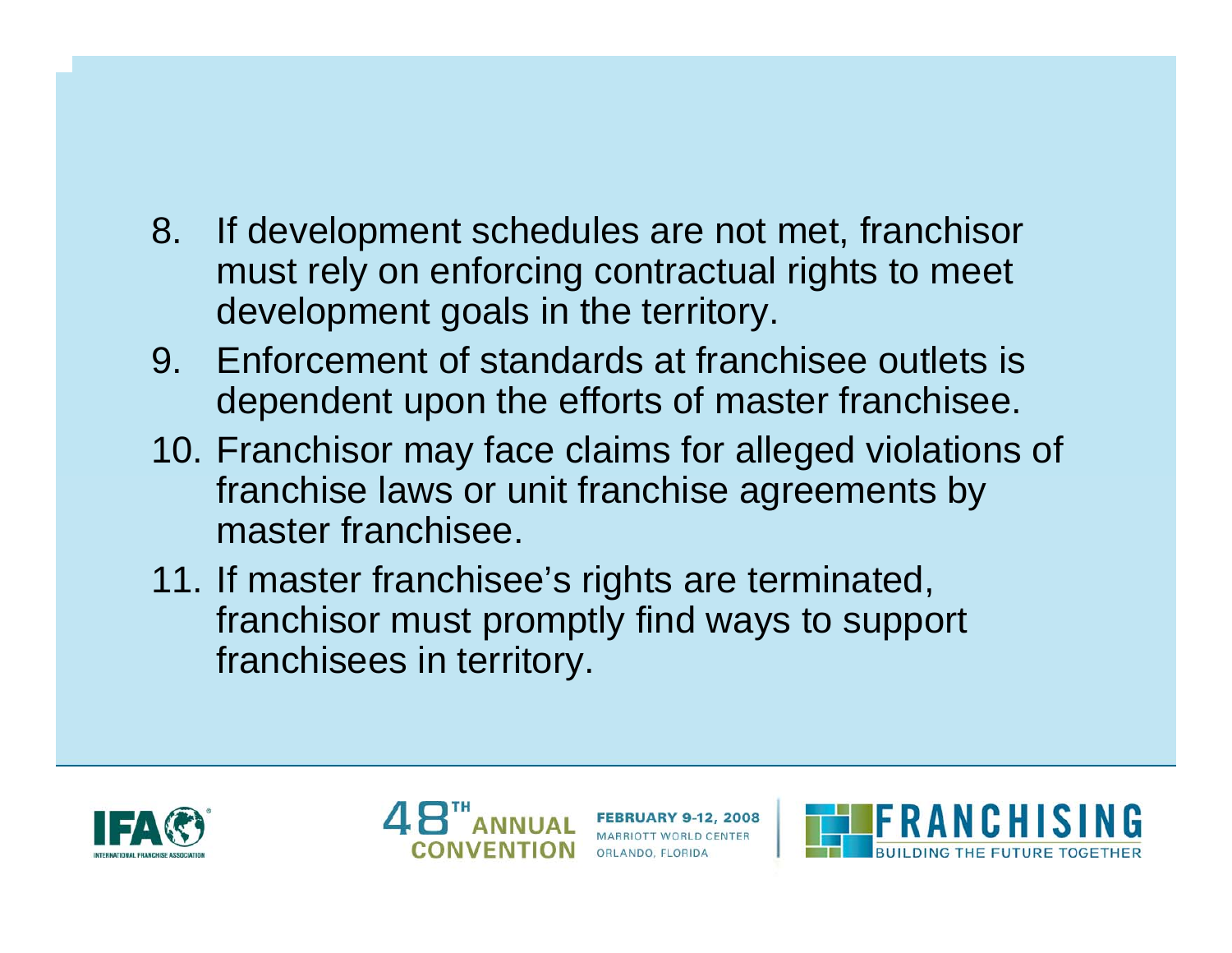8. If development schedules are not met, franchisor must rely on enforcing contractual rights to meet development goals in the territory.
9. Enforcement of standards at franchisee outlets is dependent upon the efforts of master franchisee.
10. Franchisor may face claims for alleged violations of franchise laws or unit franchise agreements by master franchisee.
11. If master franchisee's rights are terminated, franchisor must promptly find ways to support franchisees in territory.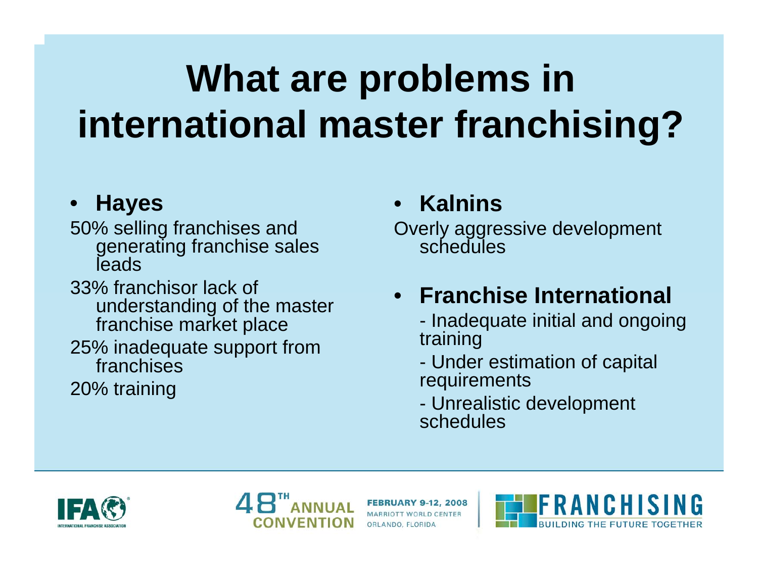# What are problems in international master franchising?

- **Hayes**

50% selling franchises and generating franchise sales leads

33% franchisor lack of understanding of the master franchise market place

25% inadequate support from franchises

20% training

- **Kalnins**

Overly aggressive development schedules

- **Franchise International**
  - Inadequate initial and ongoing training
  - Under estimation of capital requirements
  - Unrealistic development schedules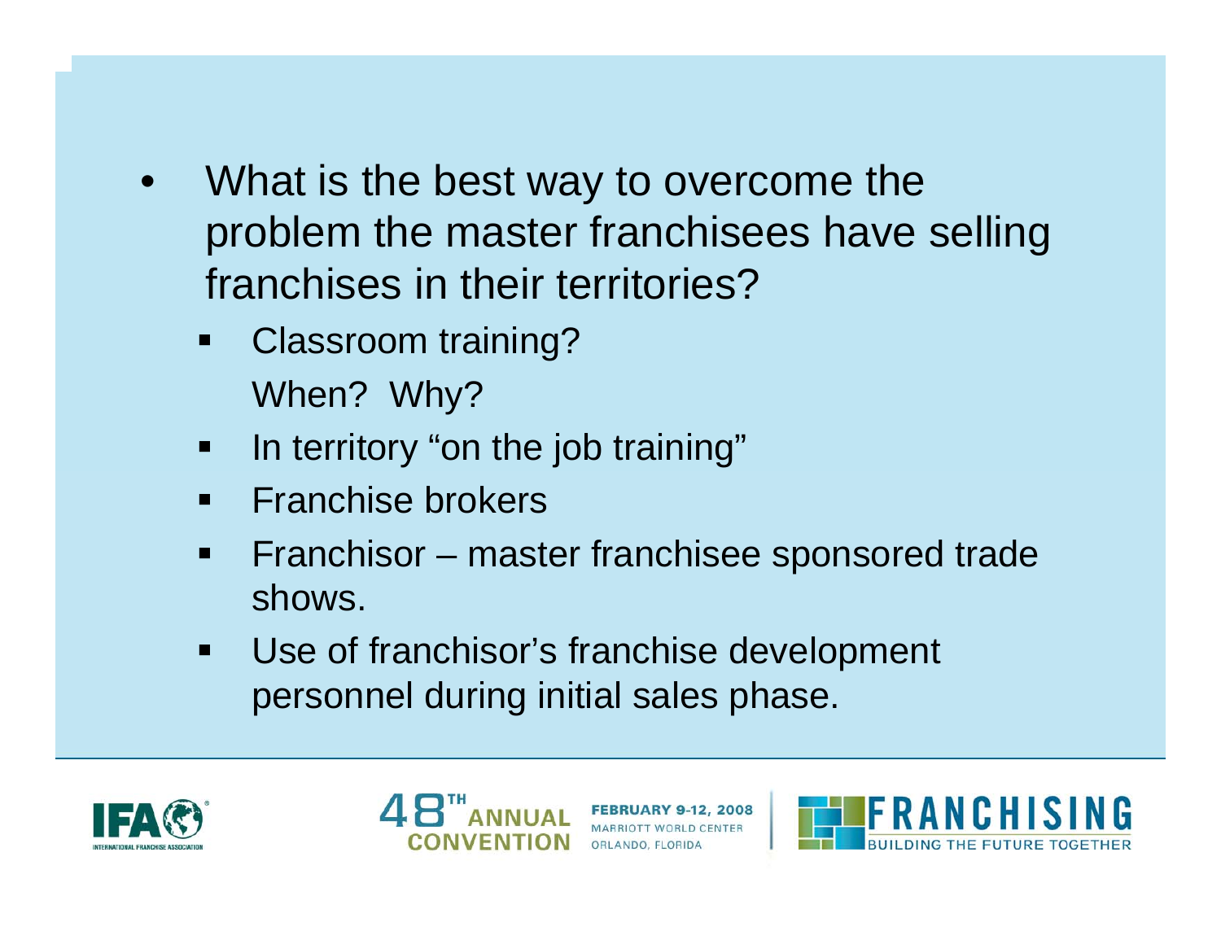- What is the best way to overcome the problem the master franchisees have selling franchises in their territories?
  - Classroom training?

    When? Why?
  - In territory "on the job training"
  - Franchise brokers
  - Franchisor – master franchisee sponsored trade shows.
  - Use of franchisor's franchise development personnel during initial sales phase.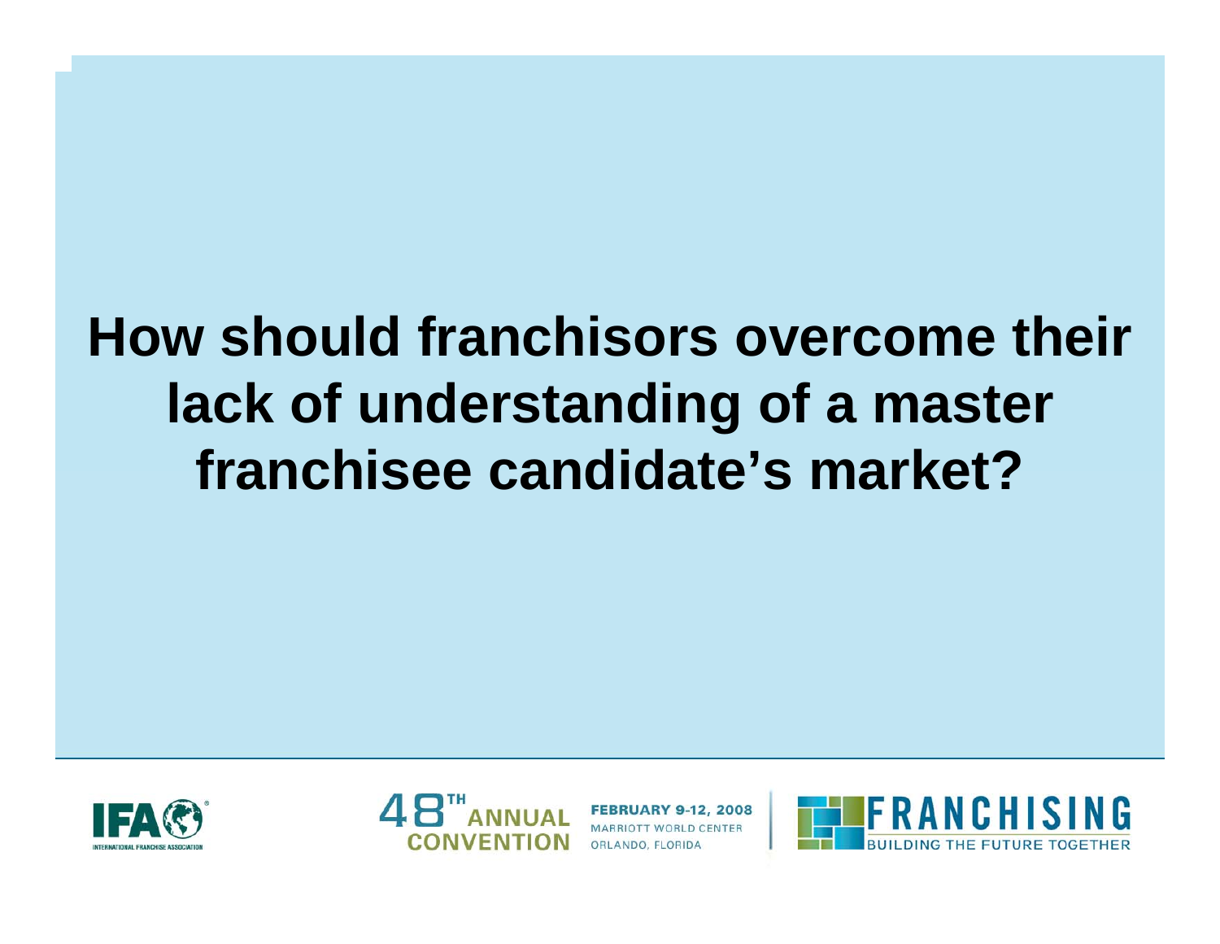# How should franchisors overcome their lack of understanding of a master franchisee candidate's market?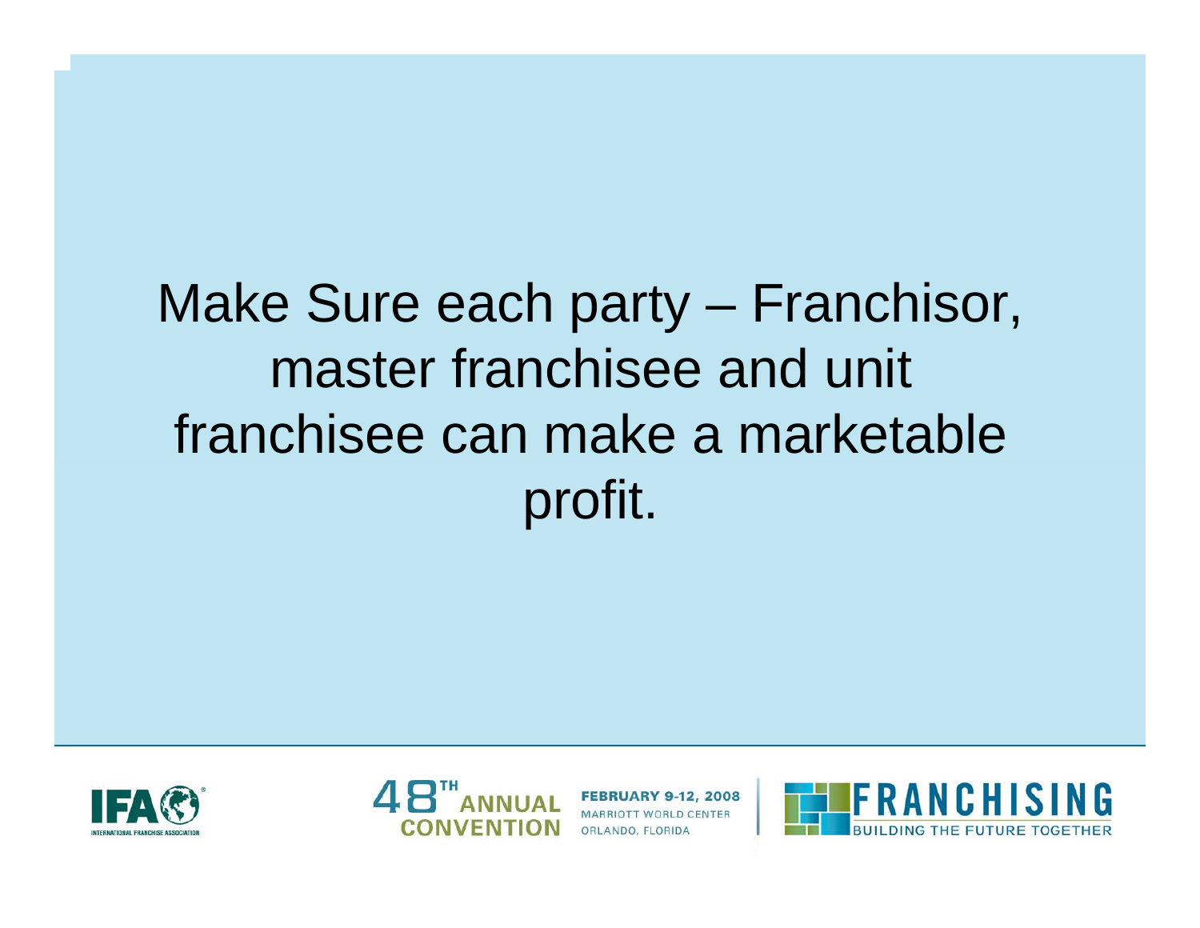Make Sure each party – Franchisor, master franchisee and unit franchisee can make a marketable profit.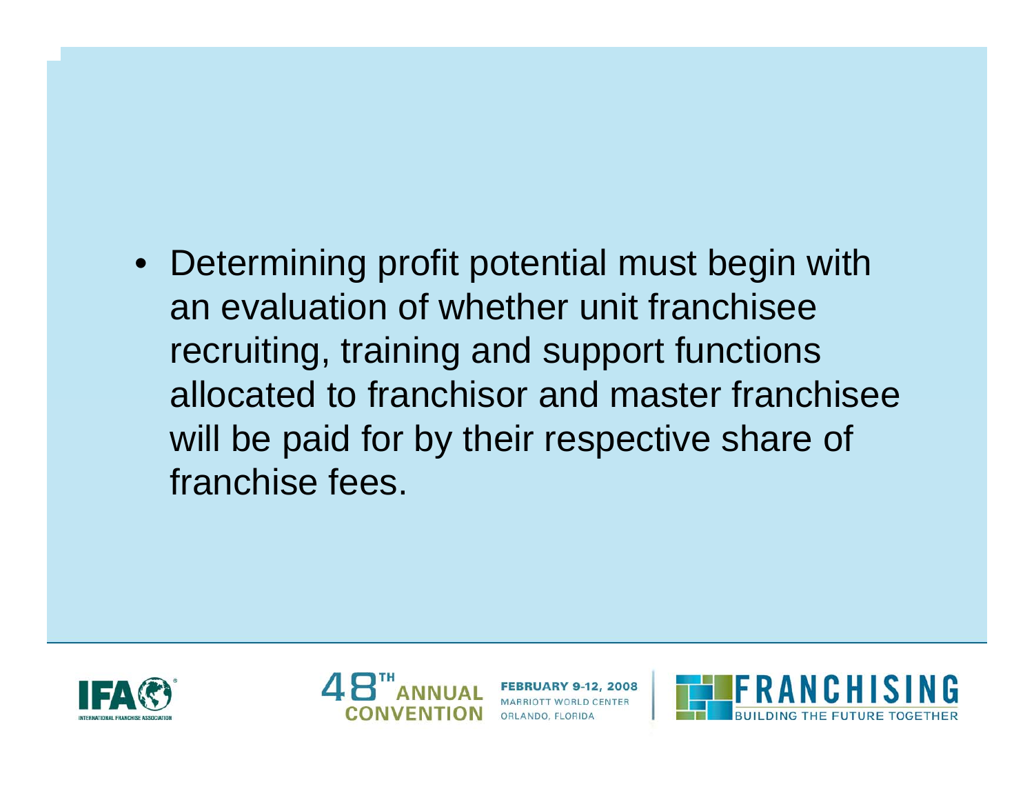- Determining profit potential must begin with an evaluation of whether unit franchisee recruiting, training and support functions allocated to franchisor and master franchisee will be paid for by their respective share of franchise fees.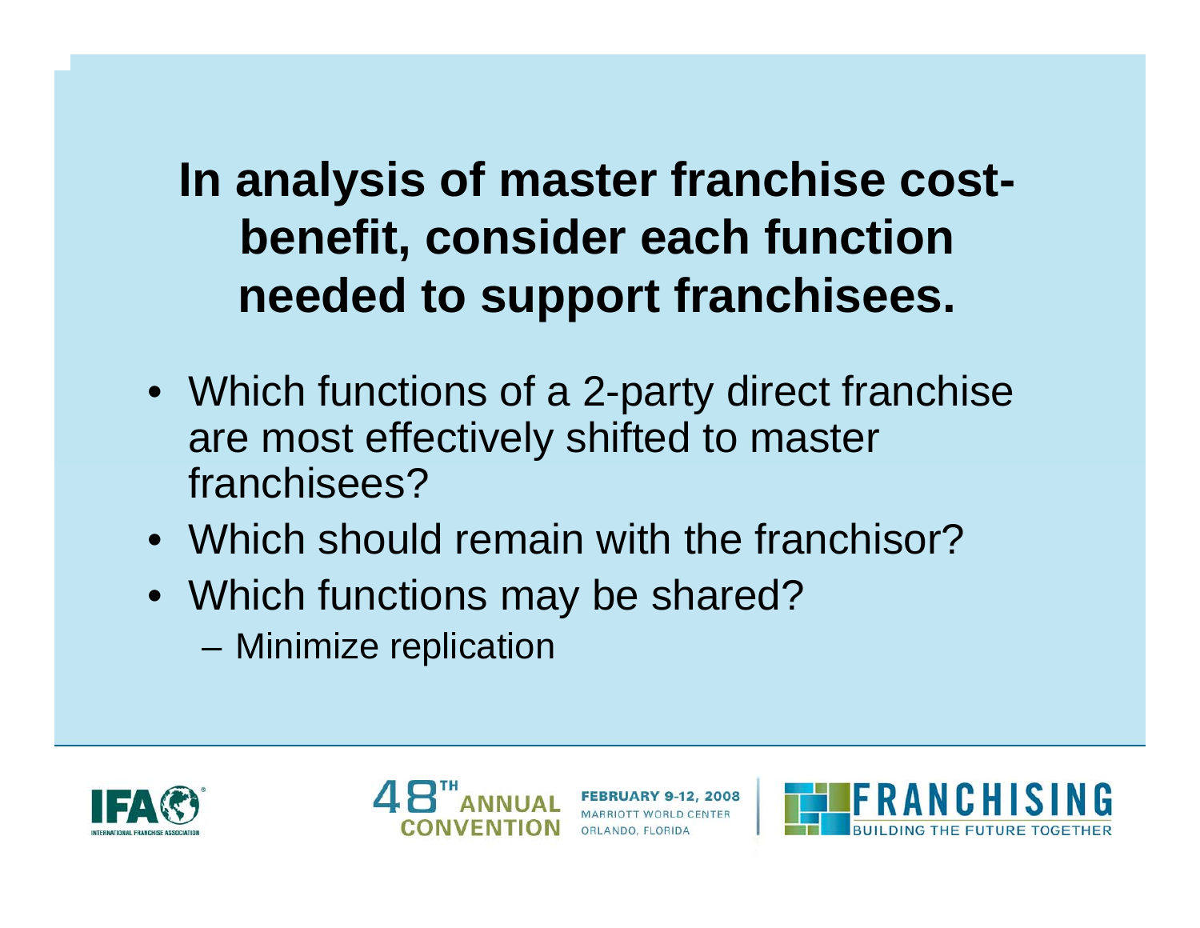# In analysis of master franchise cost-benefit, consider each function needed to support franchisees.

- Which functions of a 2-party direct franchise are most effectively shifted to master franchisees?
- Which should remain with the franchisor?
- Which functions may be shared?
  - Minimize replication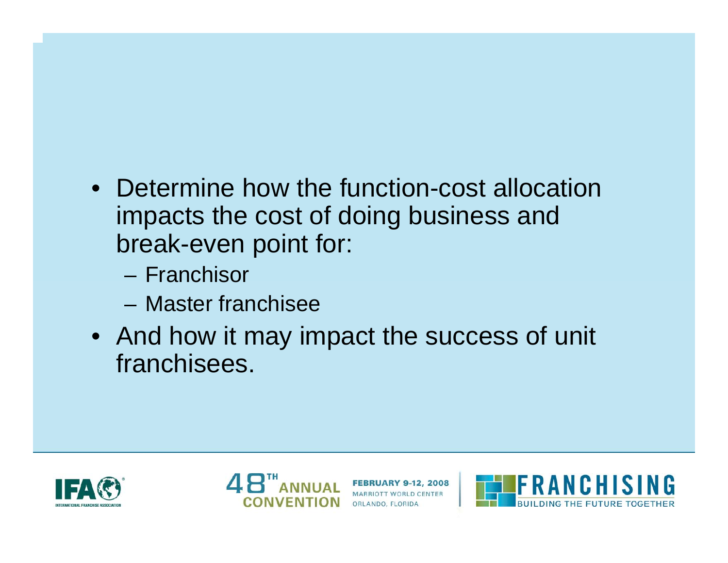- Determine how the function-cost allocation impacts the cost of doing business and break-even point for:
  - Franchisor
  - Master franchisee
- And how it may impact the success of unit franchisees.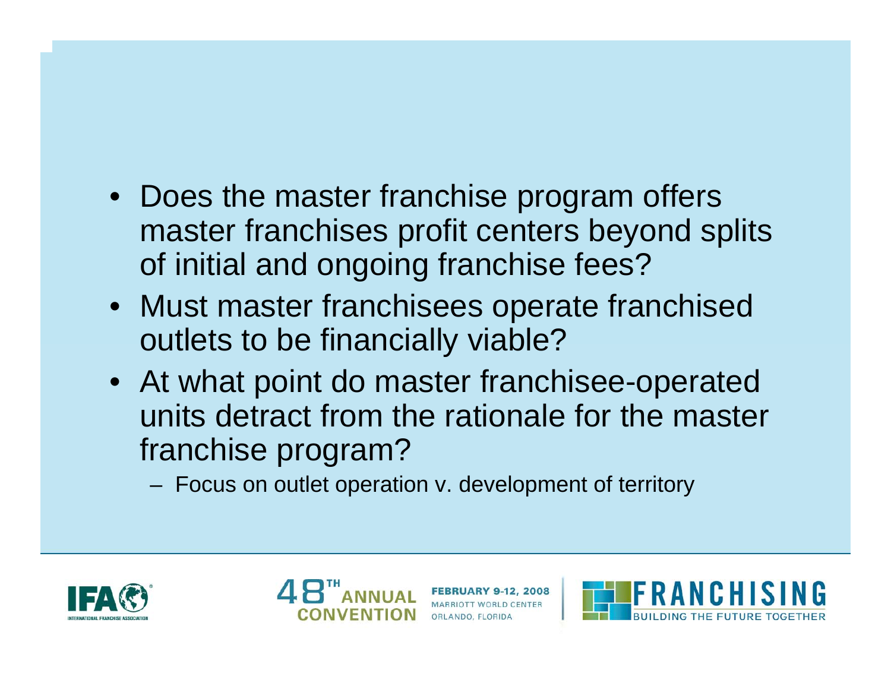- Does the master franchise program offers master franchises profit centers beyond splits of initial and ongoing franchise fees?
- Must master franchisees operate franchised outlets to be financially viable?
- At what point do master franchisee-operated units detract from the rationale for the master franchise program?
  - Focus on outlet operation v. development of territory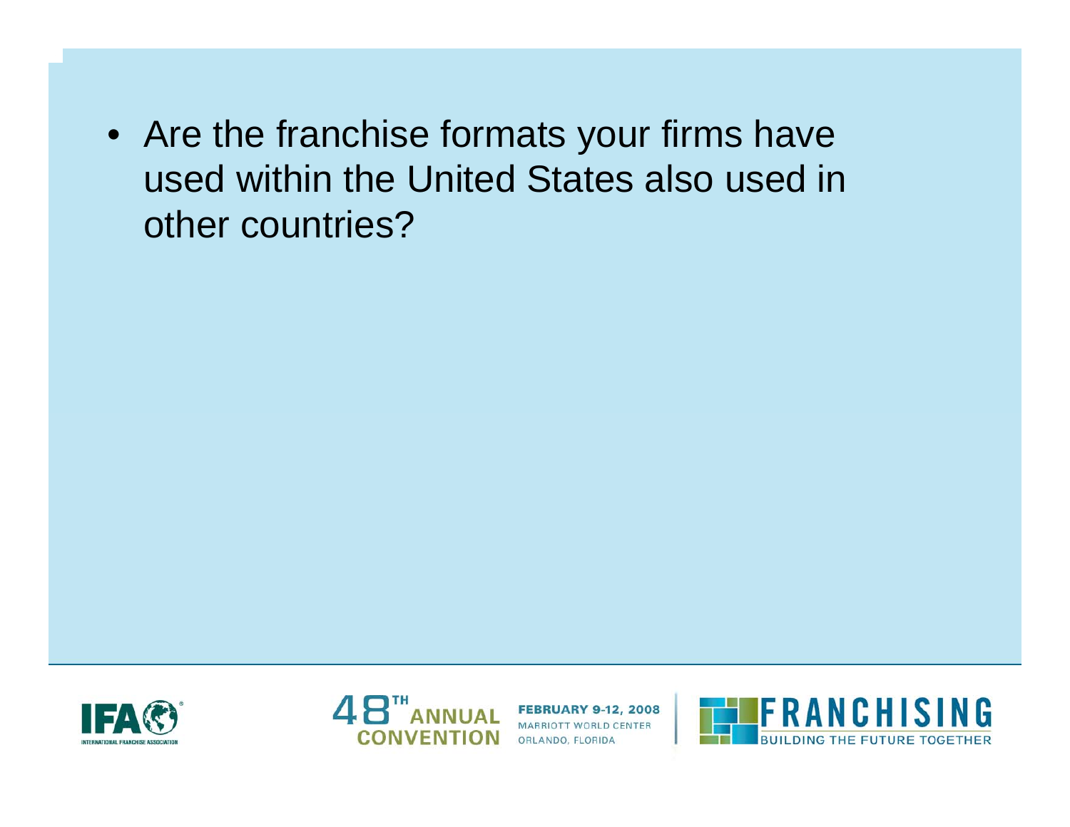- Are the franchise formats your firms have used within the United States also used in other countries?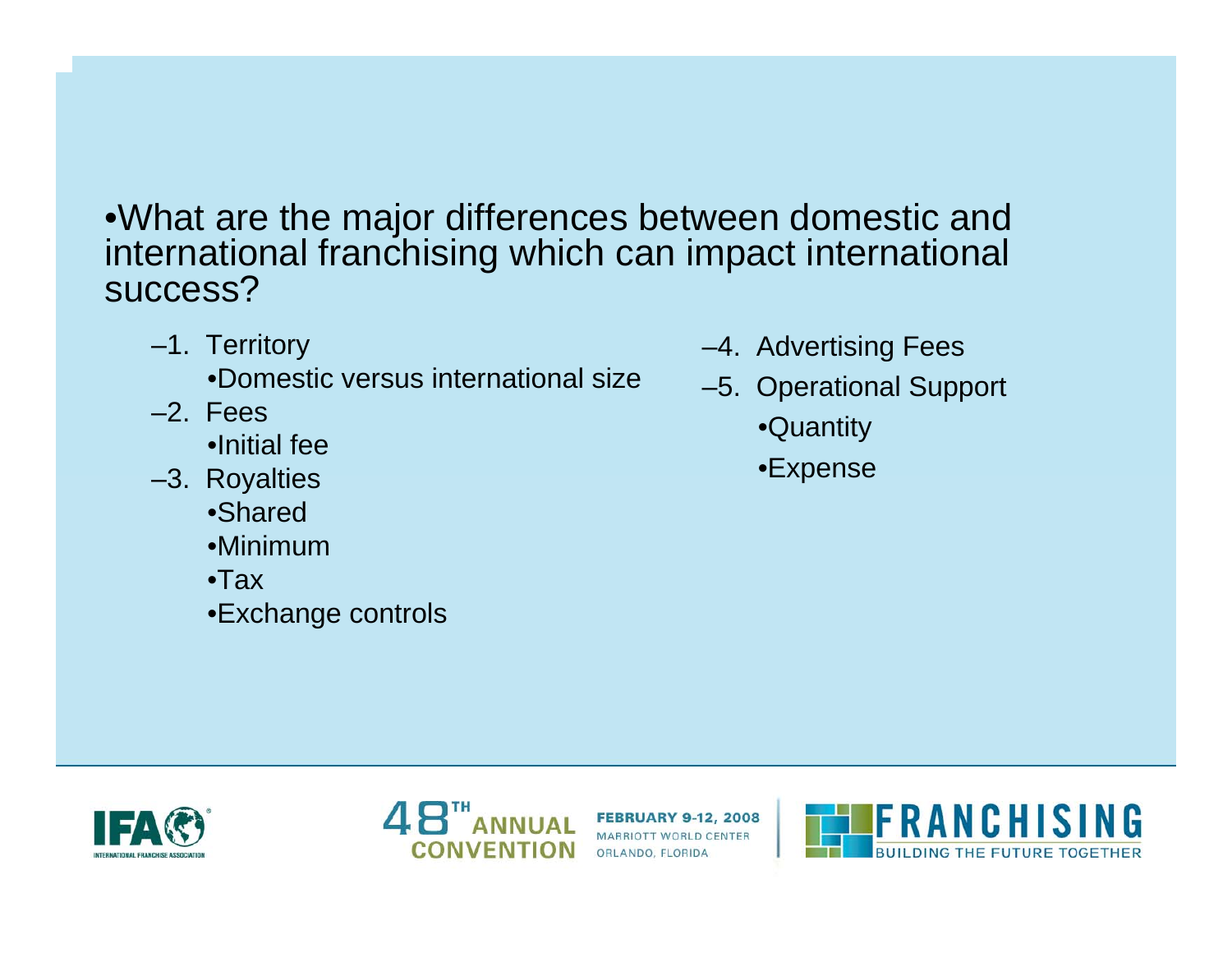- What are the major differences between domestic and international franchising which can impact international success?
  - 1. Territory
    - Domestic versus international size
  - 2. Fees
    - Initial fee
  - 3. Royalties
    - Shared
    - Minimum
    - Tax
    - Exchange controls
  - 4. Advertising Fees
  - 5. Operational Support
    - Quantity
    - Expense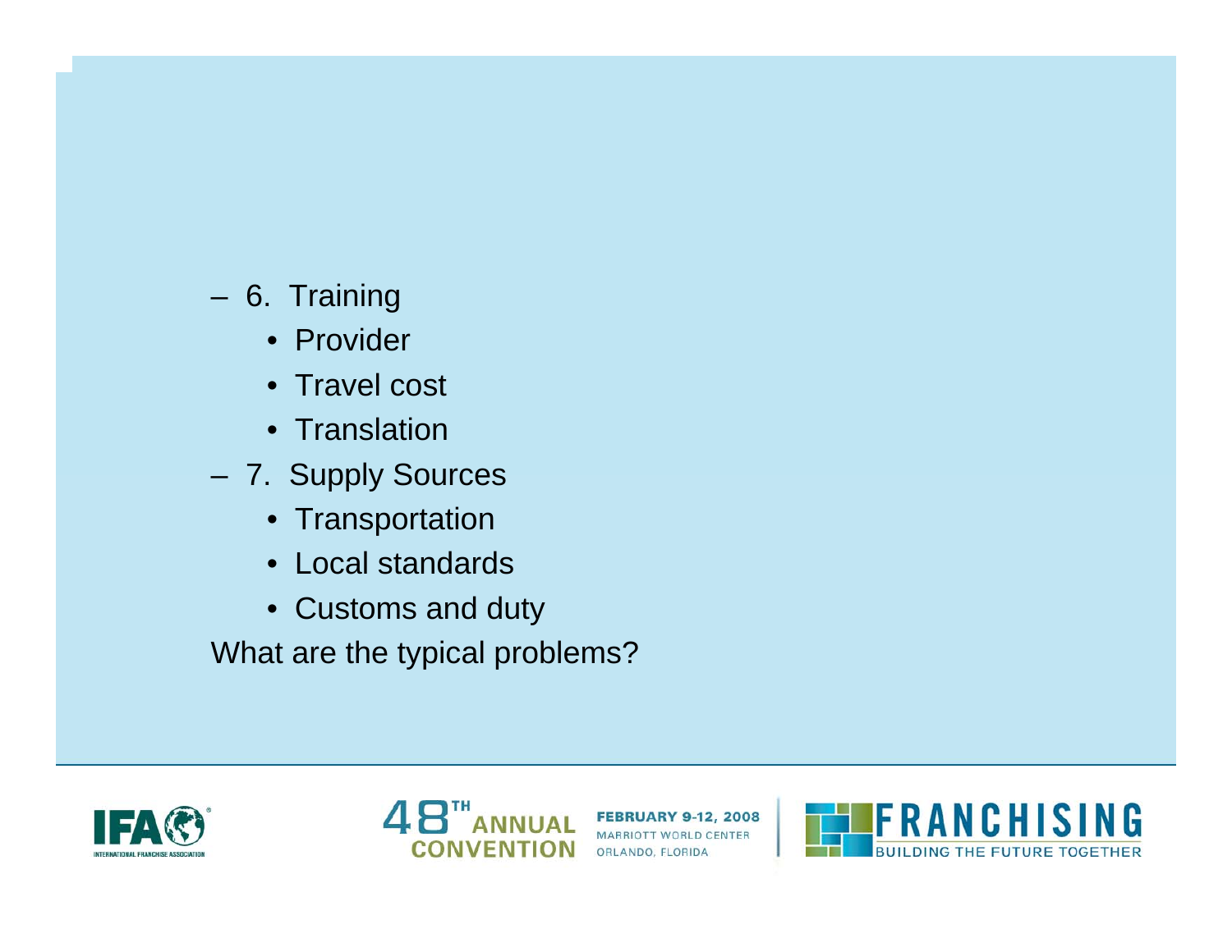- 6. Training
  - Provider
  - Travel cost
  - Translation
- 7. Supply Sources
  - Transportation
  - Local standards
  - Customs and duty

What are the typical problems?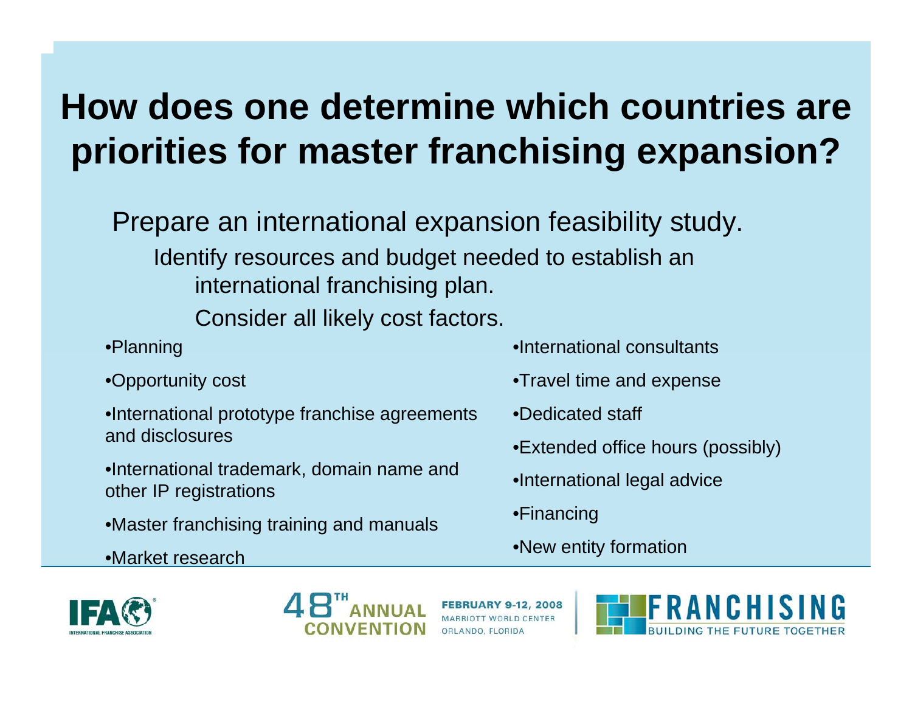# How does one determine which countries are priorities for master franchising expansion?

Prepare an international expansion feasibility study.

Identify resources and budget needed to establish an international franchising plan.

Consider all likely cost factors.

- Planning
- Opportunity cost
- International prototype franchise agreements and disclosures
- International trademark, domain name and other IP registrations
- Master franchising training and manuals
- Market research
- International consultants
- Travel time and expense
- Dedicated staff
- Extended office hours (possibly)
- International legal advice
- Financing
- New entity formation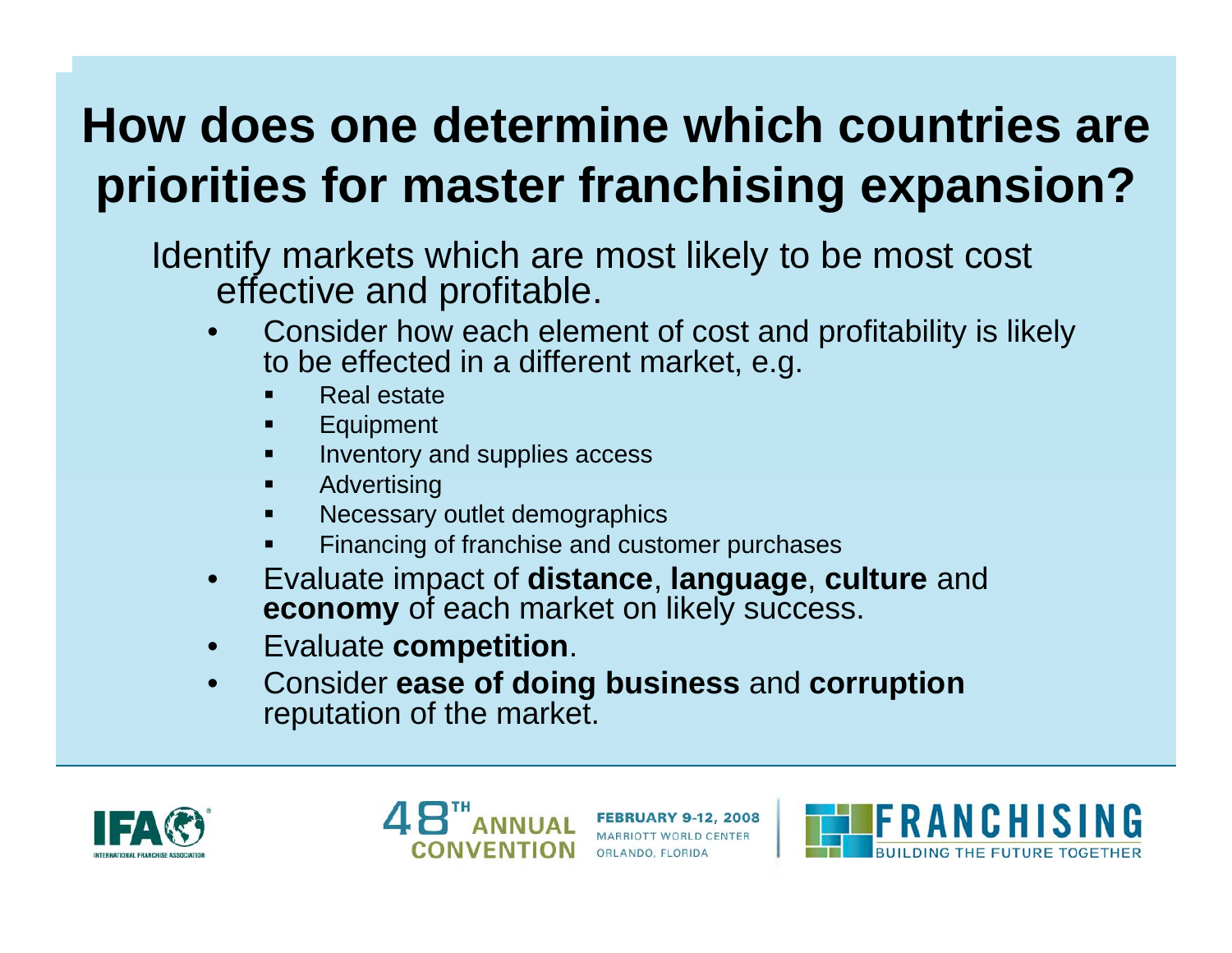# How does one determine which countries are priorities for master franchising expansion?

Identify markets which are most likely to be most cost effective and profitable.

- Consider how each element of cost and profitability is likely to be effected in a different market, e.g.
  - Real estate
  - Equipment
  - Inventory and supplies access
  - Advertising
  - Necessary outlet demographics
  - Financing of franchise and customer purchases
- Evaluate impact of **distance**, **language**, **culture** and **economy** of each market on likely success.
- Evaluate **competition**.
- Consider **ease of doing business** and **corruption** reputation of the market.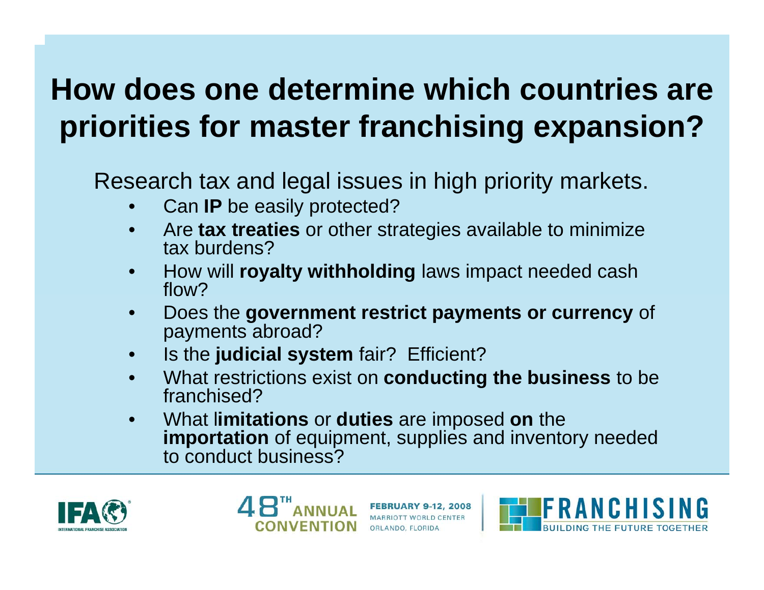# How does one determine which countries are priorities for master franchising expansion?

Research tax and legal issues in high priority markets.

- Can **IP** be easily protected?
- Are **tax treaties** or other strategies available to minimize tax burdens?
- How will **royalty withholding** laws impact needed cash flow?
- Does the **government restrict payments or currency** of payments abroad?
- Is the **judicial system** fair? Efficient?
- What restrictions exist on **conducting the business** to be franchised?
- What l**imitations** or **duties** are imposed **on** the **importation** of equipment, supplies and inventory needed to conduct business?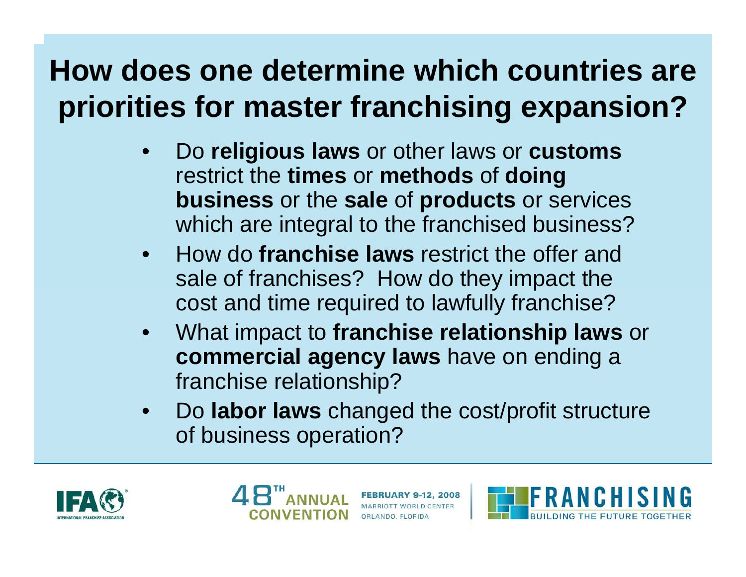# How does one determine which countries are priorities for master franchising expansion?

- Do **religious laws** or other laws or **customs** restrict the **times** or **methods** of **doing business** or the **sale** of **products** or services which are integral to the franchised business?
- How do **franchise laws** restrict the offer and sale of franchises? How do they impact the cost and time required to lawfully franchise?
- What impact to **franchise relationship laws** or **commercial agency laws** have on ending a franchise relationship?
- Do **labor laws** changed the cost/profit structure of business operation?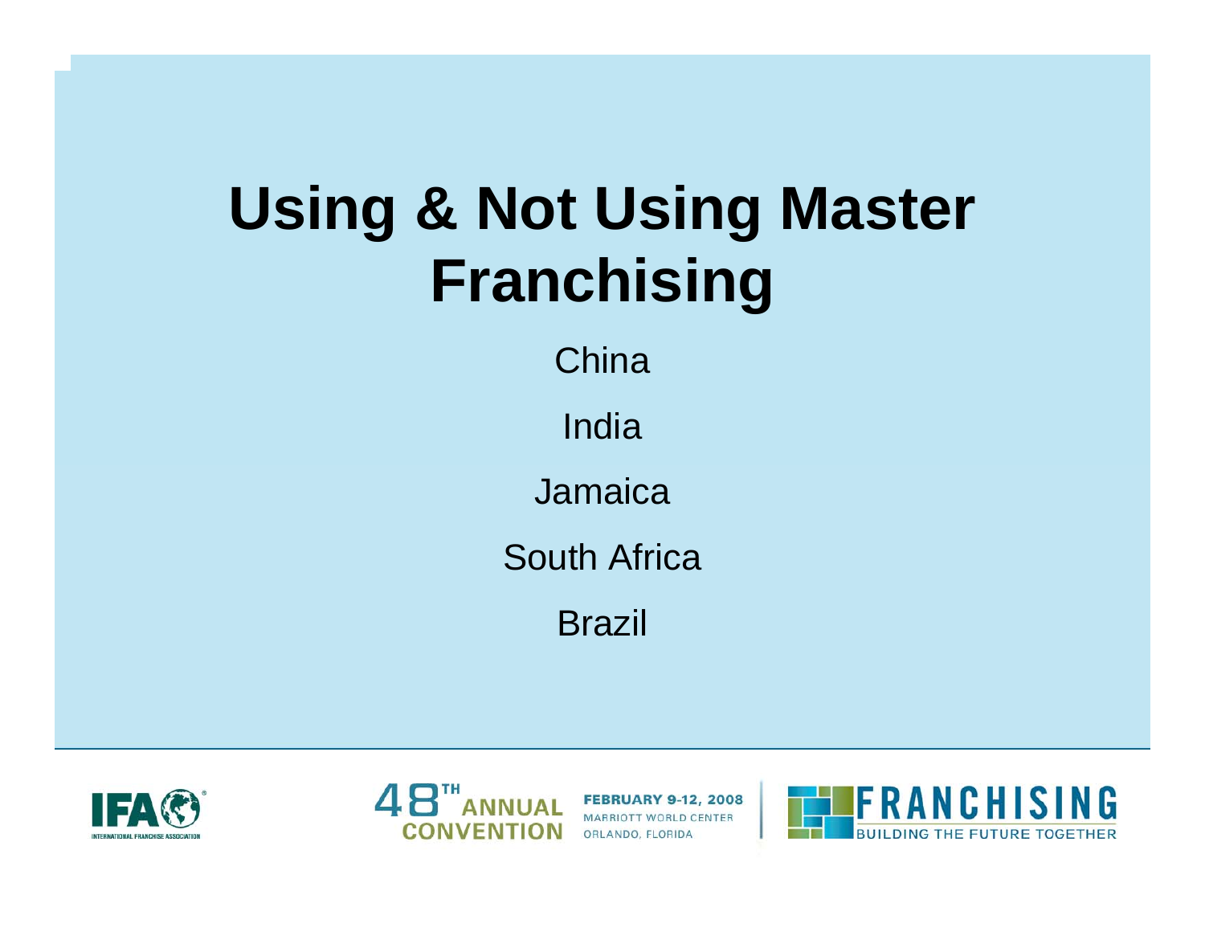# Using & Not Using Master Franchising

China

India

Jamaica

South Africa

Brazil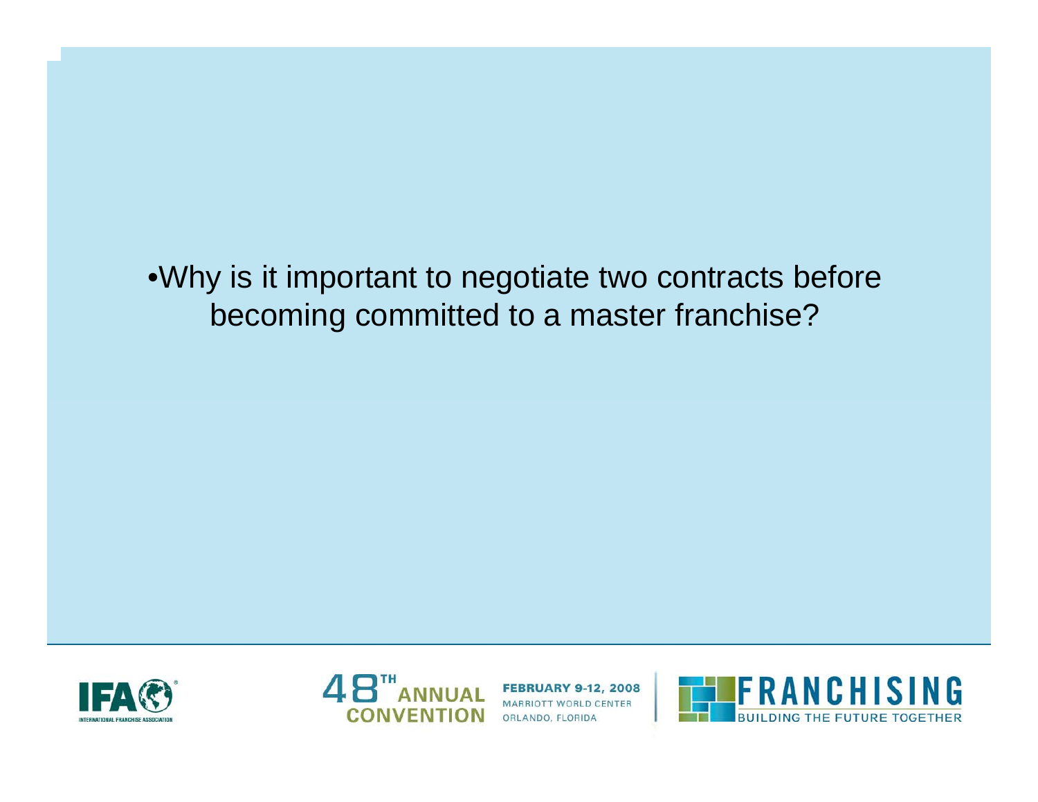- Why is it important to negotiate two contracts before becoming committed to a master franchise?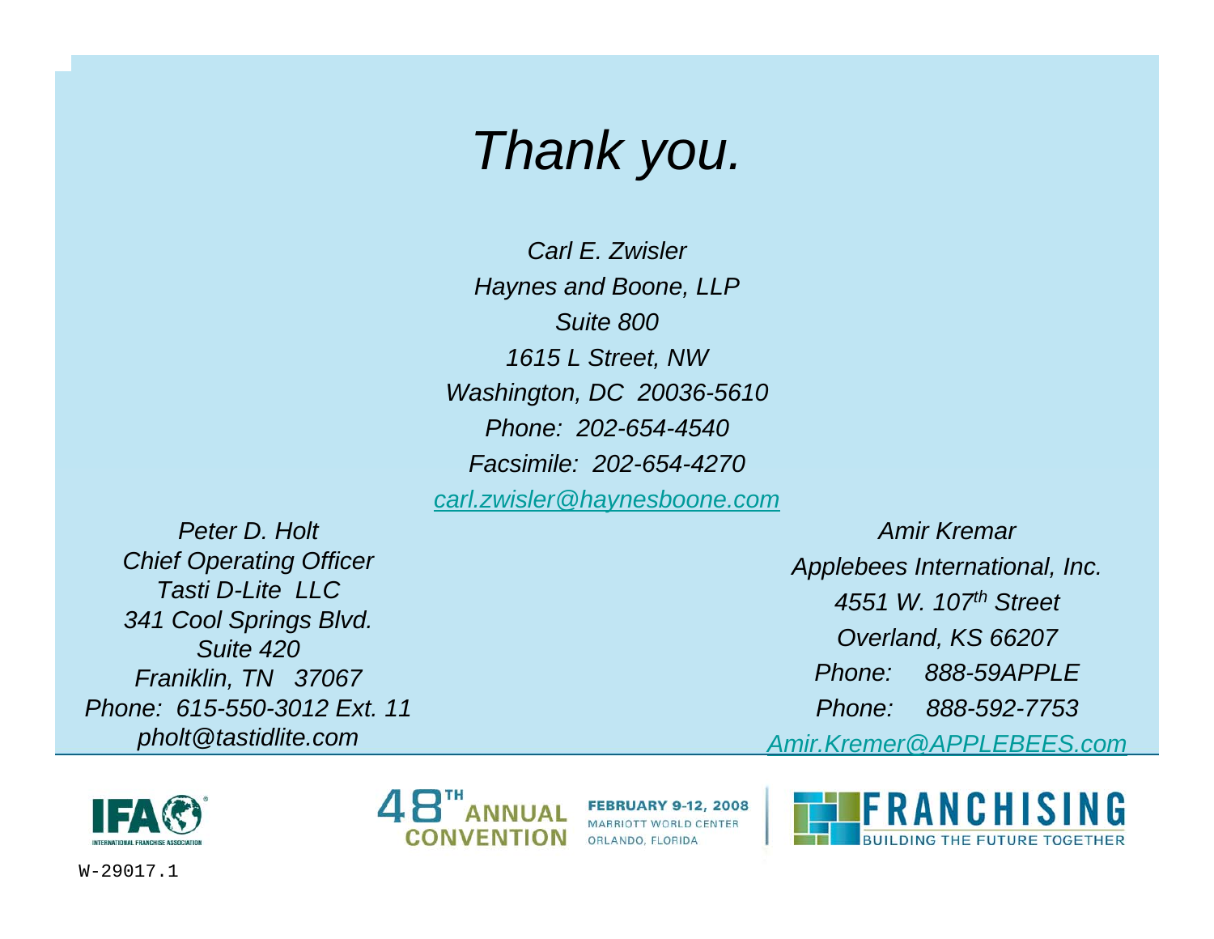# *Thank you.*

*Carl E. Zwisler*
*Haynes and Boone, LLP*
*Suite 800*
*1615 L Street, NW*
*Washington, DC 20036-5610*
*Phone: 202-654-4540*
*Facsimile: 202-654-4270*
*carl.zwisler@haynesboone.com*

*Peter D. Holt*
*Chief Operating Officer*
*Tasti D-Lite LLC*
*341 Cool Springs Blvd.*
*Suite 420*
*Franiklin, TN 37067*
*Phone: 615-550-3012 Ext. 11*
*pholt@tastidlite.com*

*Amir Kremar*
*Applebees International, Inc.*
*4551 W. 107th Street*
*Overland, KS 66207*
*Phone: 888-59APPLE*
*Phone: 888-592-7753*
*Amir.Kremer@APPLEBEES.com*

IFA INTERNATIONAL FRANCHISE ASSOCIATION

48TH ANNUAL CONVENTION FEBRUARY 9-12, 2008 MARRIOTT WORLD CENTER ORLANDO, FLORIDA

FRANCHISING BUILDING THE FUTURE TOGETHER

W-29017.1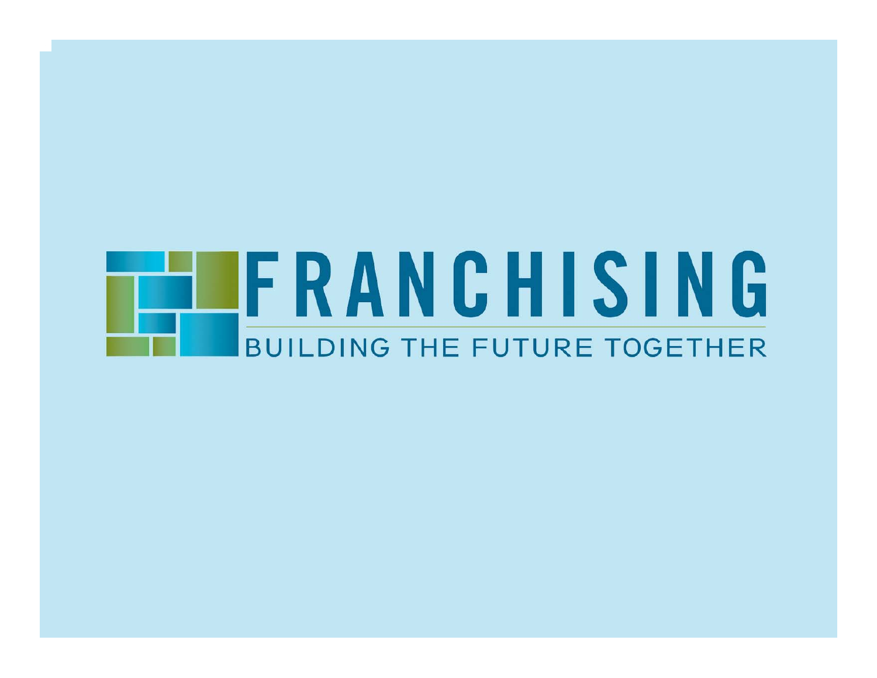# FRANCHISING

BUILDING THE FUTURE TOGETHER